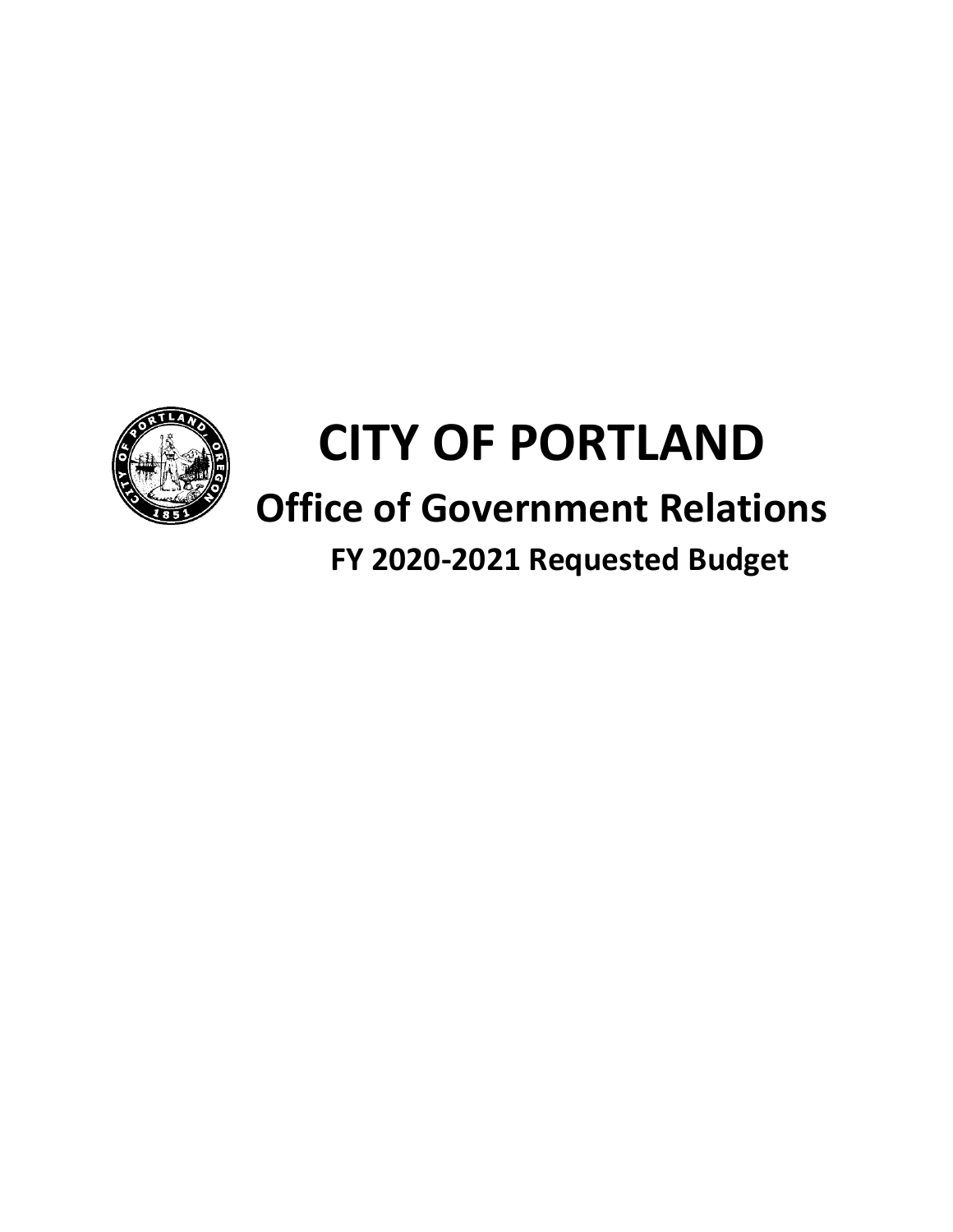# CITY OF PORTLAND

## Office of Government Relations

### FY 2020-2021 Requested Budget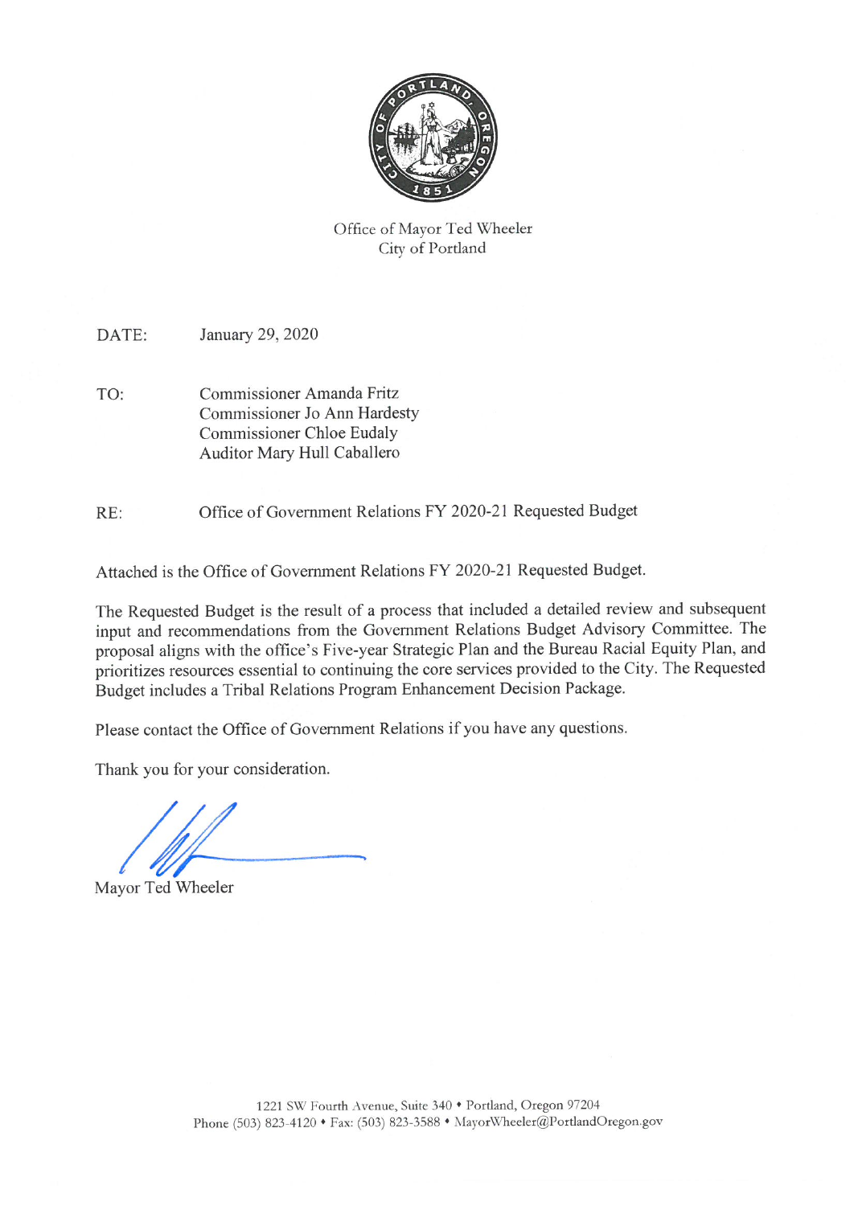Office of Mayor Ted Wheeler
City of Portland

DATE: January 29, 2020

TO: Commissioner Amanda Fritz
Commissioner Jo Ann Hardesty
Commissioner Chloe Eudaly
Auditor Mary Hull Caballero

RE: Office of Government Relations FY 2020-21 Requested Budget

Attached is the Office of Government Relations FY 2020-21 Requested Budget.

The Requested Budget is the result of a process that included a detailed review and subsequent input and recommendations from the Government Relations Budget Advisory Committee. The proposal aligns with the office's Five-year Strategic Plan and the Bureau Racial Equity Plan, and prioritizes resources essential to continuing the core services provided to the City. The Requested Budget includes a Tribal Relations Program Enhancement Decision Package.

Please contact the Office of Government Relations if you have any questions.

Thank you for your consideration.

Mayor Ted Wheeler

1221 SW Fourth Avenue, Suite 340 • Portland, Oregon 97204
Phone (503) 823-4120 • Fax: (503) 823-3588 • MayorWheeler@PortlandOregon.gov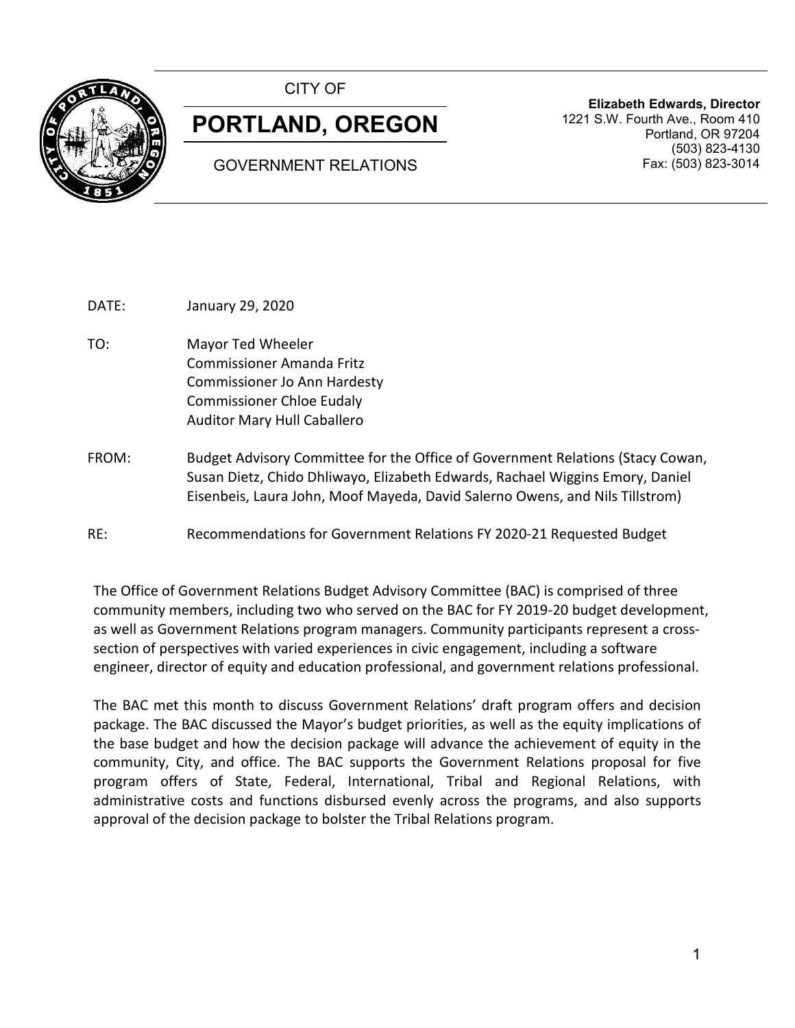CITY OF

# PORTLAND, OREGON

GOVERNMENT RELATIONS

**Elizabeth Edwards, Director**
1221 S.W. Fourth Ave., Room 410
Portland, OR 97204
(503) 823-4130
Fax: (503) 823-3014

DATE: January 29, 2020

TO: Mayor Ted Wheeler
Commissioner Amanda Fritz
Commissioner Jo Ann Hardesty
Commissioner Chloe Eudaly
Auditor Mary Hull Caballero

FROM: Budget Advisory Committee for the Office of Government Relations (Stacy Cowan, Susan Dietz, Chido Dhliwayo, Elizabeth Edwards, Rachael Wiggins Emory, Daniel Eisenbeis, Laura John, Moof Mayeda, David Salerno Owens, and Nils Tillstrom)

RE: Recommendations for Government Relations FY 2020-21 Requested Budget

The Office of Government Relations Budget Advisory Committee (BAC) is comprised of three community members, including two who served on the BAC for FY 2019-20 budget development, as well as Government Relations program managers. Community participants represent a cross-section of perspectives with varied experiences in civic engagement, including a software engineer, director of equity and education professional, and government relations professional.

The BAC met this month to discuss Government Relations' draft program offers and decision package. The BAC discussed the Mayor's budget priorities, as well as the equity implications of the base budget and how the decision package will advance the achievement of equity in the community, City, and office. The BAC supports the Government Relations proposal for five program offers of State, Federal, International, Tribal and Regional Relations, with administrative costs and functions disbursed evenly across the programs, and also supports approval of the decision package to bolster the Tribal Relations program.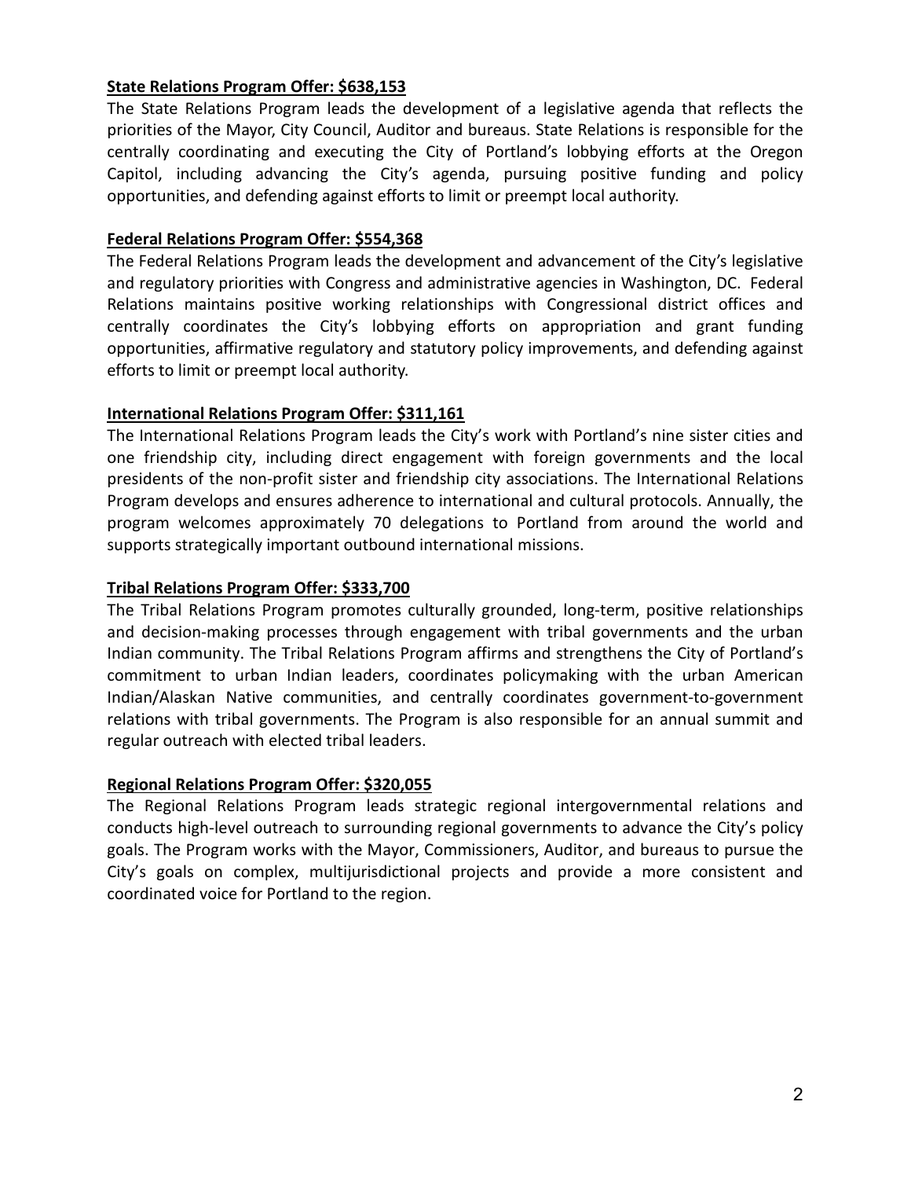**State Relations Program Offer: $638,153**

The State Relations Program leads the development of a legislative agenda that reflects the priorities of the Mayor, City Council, Auditor and bureaus. State Relations is responsible for the centrally coordinating and executing the City of Portland's lobbying efforts at the Oregon Capitol, including advancing the City's agenda, pursuing positive funding and policy opportunities, and defending against efforts to limit or preempt local authority.

**Federal Relations Program Offer: $554,368**

The Federal Relations Program leads the development and advancement of the City's legislative and regulatory priorities with Congress and administrative agencies in Washington, DC. Federal Relations maintains positive working relationships with Congressional district offices and centrally coordinates the City's lobbying efforts on appropriation and grant funding opportunities, affirmative regulatory and statutory policy improvements, and defending against efforts to limit or preempt local authority.

**International Relations Program Offer: $311,161**

The International Relations Program leads the City's work with Portland's nine sister cities and one friendship city, including direct engagement with foreign governments and the local presidents of the non-profit sister and friendship city associations. The International Relations Program develops and ensures adherence to international and cultural protocols. Annually, the program welcomes approximately 70 delegations to Portland from around the world and supports strategically important outbound international missions.

**Tribal Relations Program Offer: $333,700**

The Tribal Relations Program promotes culturally grounded, long-term, positive relationships and decision-making processes through engagement with tribal governments and the urban Indian community. The Tribal Relations Program affirms and strengthens the City of Portland's commitment to urban Indian leaders, coordinates policymaking with the urban American Indian/Alaskan Native communities, and centrally coordinates government-to-government relations with tribal governments. The Program is also responsible for an annual summit and regular outreach with elected tribal leaders.

**Regional Relations Program Offer: $320,055**

The Regional Relations Program leads strategic regional intergovernmental relations and conducts high-level outreach to surrounding regional governments to advance the City's policy goals. The Program works with the Mayor, Commissioners, Auditor, and bureaus to pursue the City's goals on complex, multijurisdictional projects and provide a more consistent and coordinated voice for Portland to the region.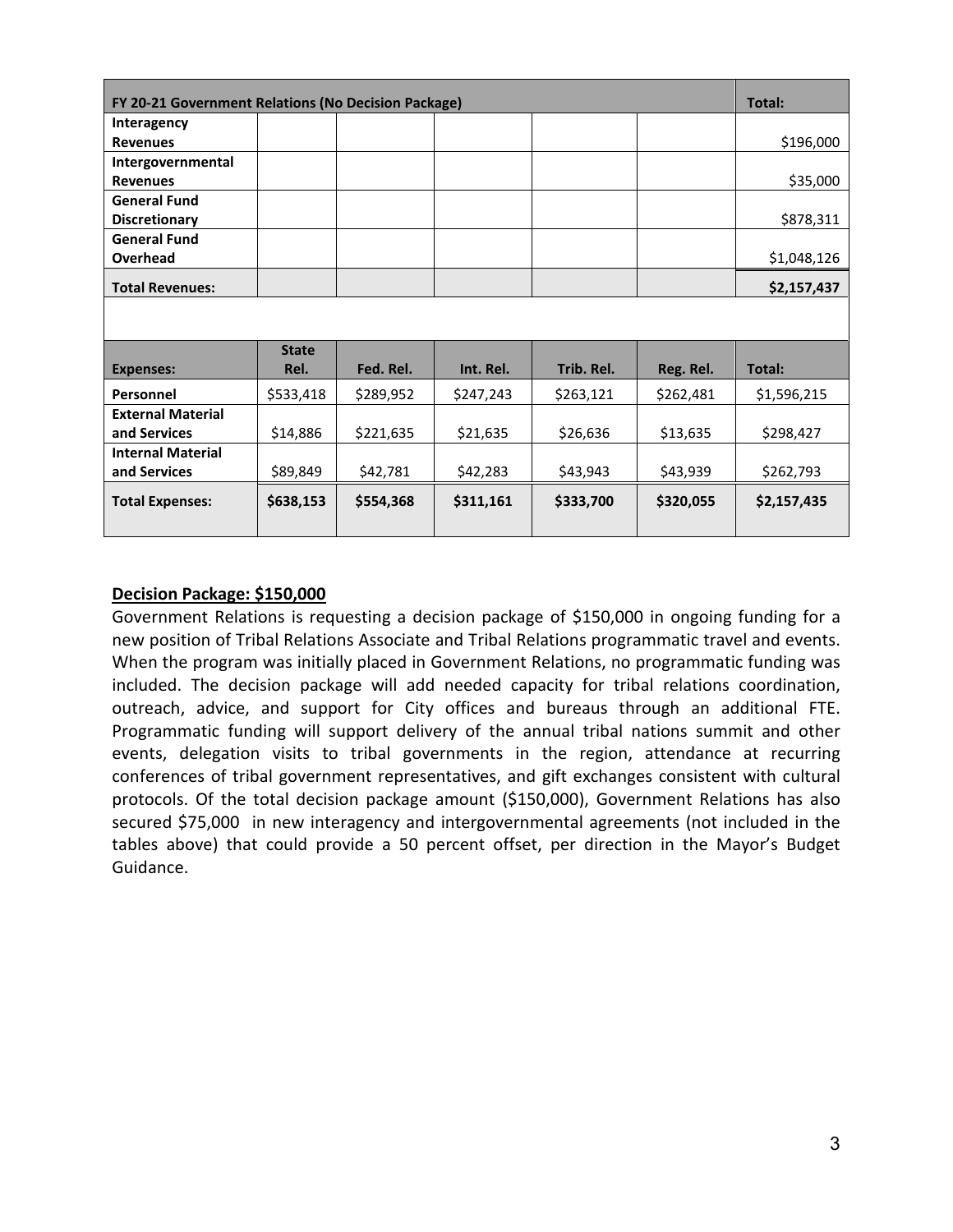| FY 20-21 Government Relations (No Decision Package) | | | | | | Total: |
|---|---|---|---|---|---|---|
| **Interagency Revenues** | | | | | | $196,000 |
| **Intergovernmental Revenues** | | | | | | $35,000 |
| **General Fund Discretionary** | | | | | | $878,311 |
| **General Fund Overhead** | | | | | | $1,048,126 |
| **Total Revenues:** | | | | | | **$2,157,437** |
| | | | | | | |
| **Expenses:** | **State Rel.** | **Fed. Rel.** | **Int. Rel.** | **Trib. Rel.** | **Reg. Rel.** | **Total:** |
| **Personnel** | $533,418 | $289,952 | $247,243 | $263,121 | $262,481 | $1,596,215 |
| **External Material and Services** | $14,886 | $221,635 | $21,635 | $26,636 | $13,635 | $298,427 |
| **Internal Material and Services** | $89,849 | $42,781 | $42,283 | $43,943 | $43,939 | $262,793 |
| **Total Expenses:** | **$638,153** | **$554,368** | **$311,161** | **$333,700** | **$320,055** | **$2,157,435** |

**Decision Package: $150,000**

Government Relations is requesting a decision package of $150,000 in ongoing funding for a new position of Tribal Relations Associate and Tribal Relations programmatic travel and events. When the program was initially placed in Government Relations, no programmatic funding was included. The decision package will add needed capacity for tribal relations coordination, outreach, advice, and support for City offices and bureaus through an additional FTE. Programmatic funding will support delivery of the annual tribal nations summit and other events, delegation visits to tribal governments in the region, attendance at recurring conferences of tribal government representatives, and gift exchanges consistent with cultural protocols. Of the total decision package amount ($150,000), Government Relations has also secured $75,000 in new interagency and intergovernmental agreements (not included in the tables above) that could provide a 50 percent offset, per direction in the Mayor's Budget Guidance.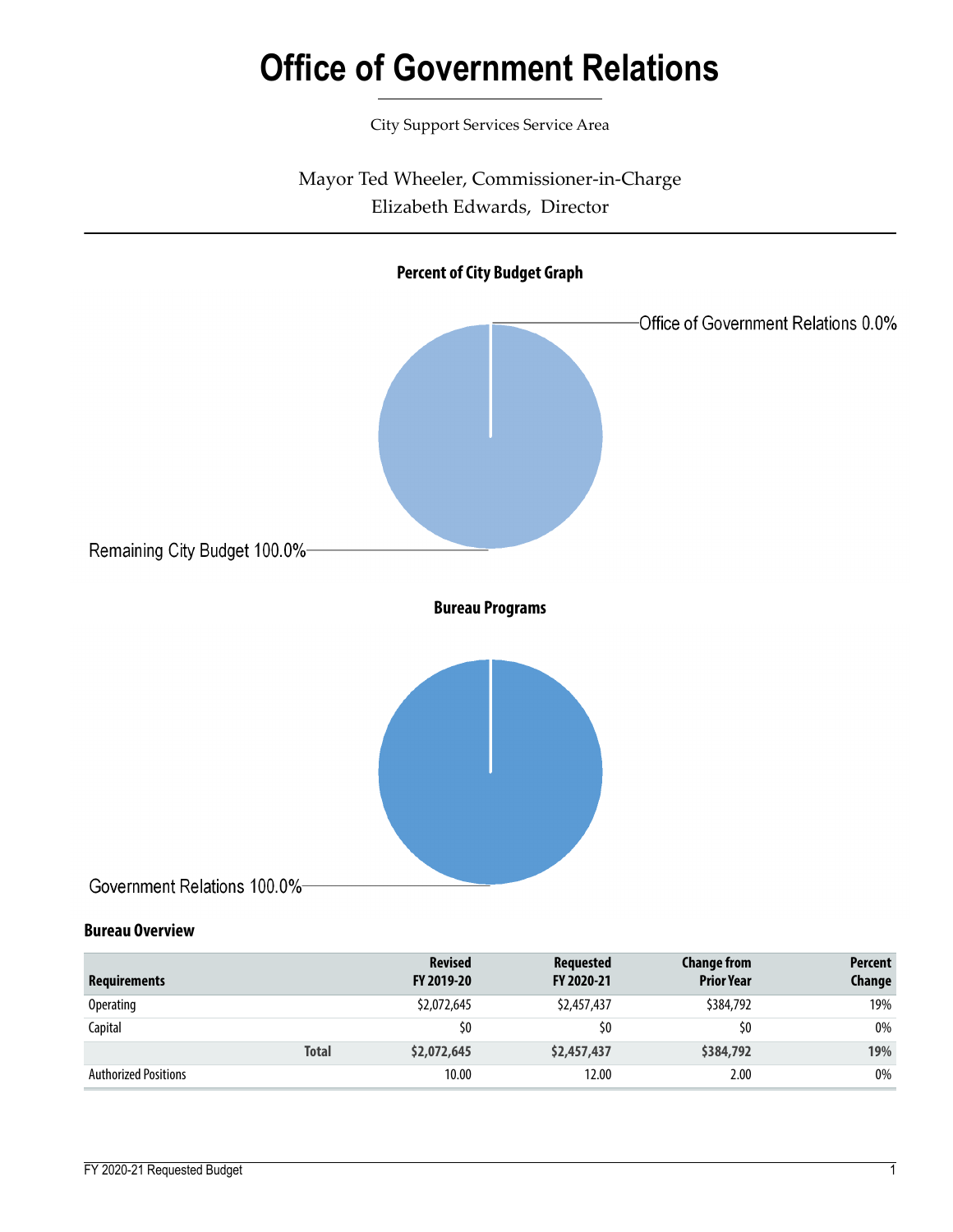# Office of Government Relations

City Support Services Service Area

Mayor Ted Wheeler, Commissioner-in-Charge

Elizabeth Edwards, Director

**Percent of City Budget Graph**

Office of Government Relations 0.0%

Remaining City Budget 100.0%

**Bureau Programs**

Government Relations 100.0%

## Bureau Overview

| Requirements | Revised FY 2019-20 | Requested FY 2020-21 | Change from Prior Year | Percent Change |
|---|---|---|---|---|
| Operating | $2,072,645 | $2,457,437 | $384,792 | 19% |
| Capital | $0 | $0 | $0 | 0% |
| **Total** | **$2,072,645** | **$2,457,437** | **$384,792** | **19%** |
| Authorized Positions | 10.00 | 12.00 | 2.00 | 0% |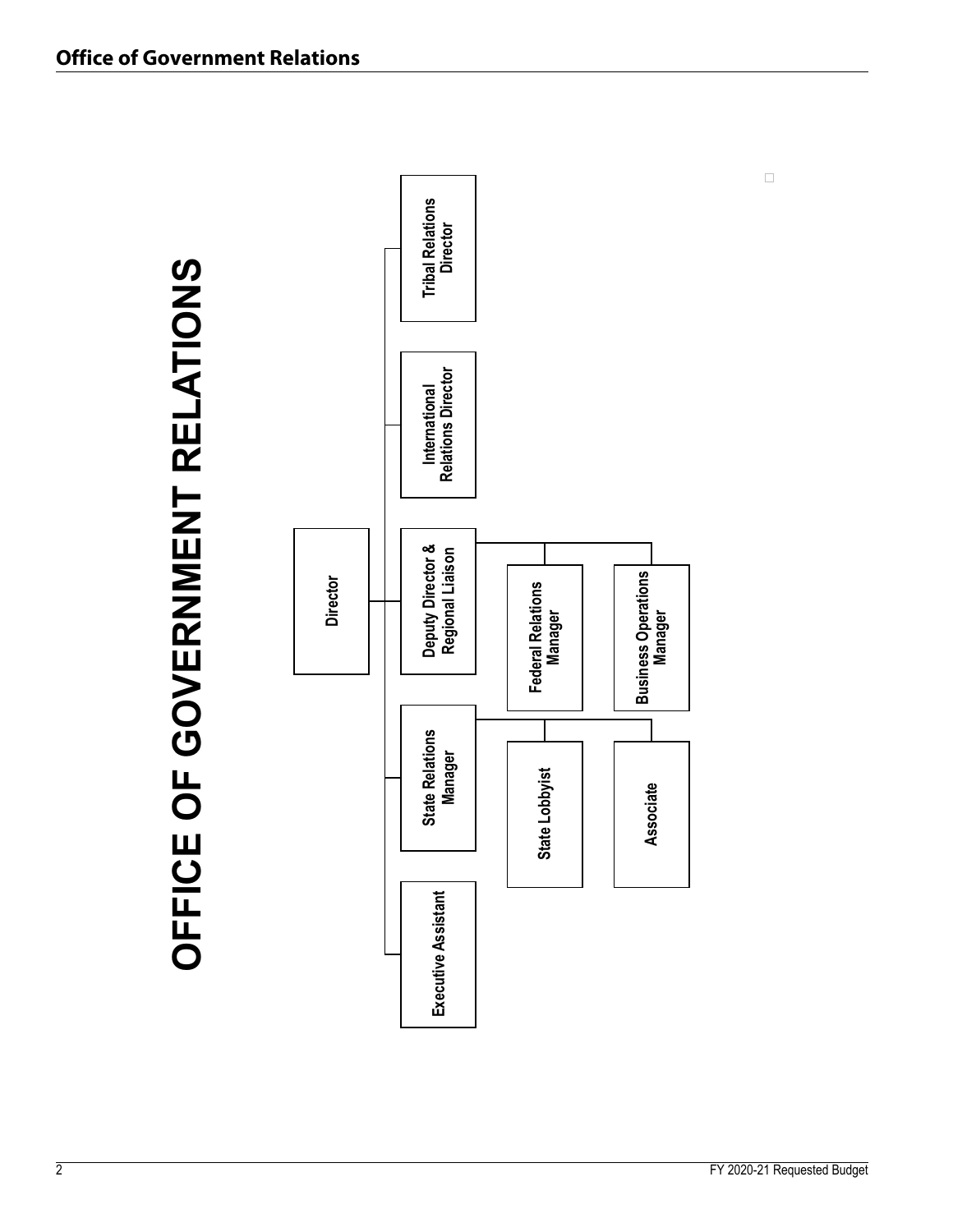# OFFICE OF GOVERNMENT RELATIONS

- **Director**
  - Executive Assistant
  - State Relations Manager
    - State Lobbyist
    - Associate
  - Deputy Director & Regional Liaison
    - Federal Relations Manager
    - Business Operations Manager
  - International Relations Director
  - Tribal Relations Director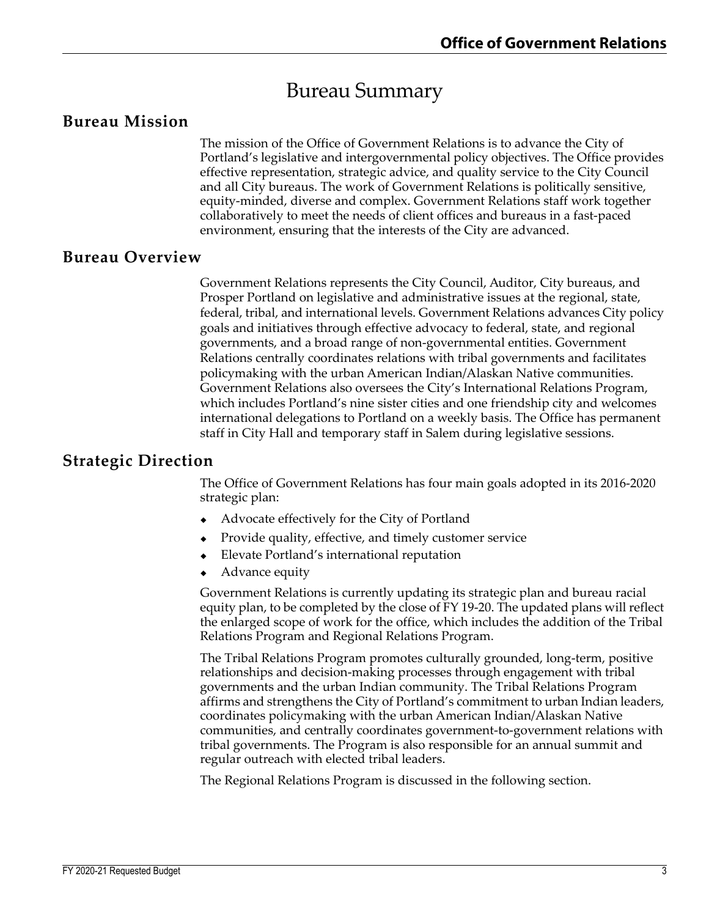# Bureau Summary

## Bureau Mission

The mission of the Office of Government Relations is to advance the City of Portland's legislative and intergovernmental policy objectives. The Office provides effective representation, strategic advice, and quality service to the City Council and all City bureaus. The work of Government Relations is politically sensitive, equity-minded, diverse and complex. Government Relations staff work together collaboratively to meet the needs of client offices and bureaus in a fast-paced environment, ensuring that the interests of the City are advanced.

## Bureau Overview

Government Relations represents the City Council, Auditor, City bureaus, and Prosper Portland on legislative and administrative issues at the regional, state, federal, tribal, and international levels. Government Relations advances City policy goals and initiatives through effective advocacy to federal, state, and regional governments, and a broad range of non-governmental entities. Government Relations centrally coordinates relations with tribal governments and facilitates policymaking with the urban American Indian/Alaskan Native communities. Government Relations also oversees the City's International Relations Program, which includes Portland's nine sister cities and one friendship city and welcomes international delegations to Portland on a weekly basis. The Office has permanent staff in City Hall and temporary staff in Salem during legislative sessions.

## Strategic Direction

The Office of Government Relations has four main goals adopted in its 2016-2020 strategic plan:

- Advocate effectively for the City of Portland
- Provide quality, effective, and timely customer service
- Elevate Portland's international reputation
- Advance equity

Government Relations is currently updating its strategic plan and bureau racial equity plan, to be completed by the close of FY 19-20. The updated plans will reflect the enlarged scope of work for the office, which includes the addition of the Tribal Relations Program and Regional Relations Program.

The Tribal Relations Program promotes culturally grounded, long-term, positive relationships and decision-making processes through engagement with tribal governments and the urban Indian community. The Tribal Relations Program affirms and strengthens the City of Portland's commitment to urban Indian leaders, coordinates policymaking with the urban American Indian/Alaskan Native communities, and centrally coordinates government-to-government relations with tribal governments. The Program is also responsible for an annual summit and regular outreach with elected tribal leaders.

The Regional Relations Program is discussed in the following section.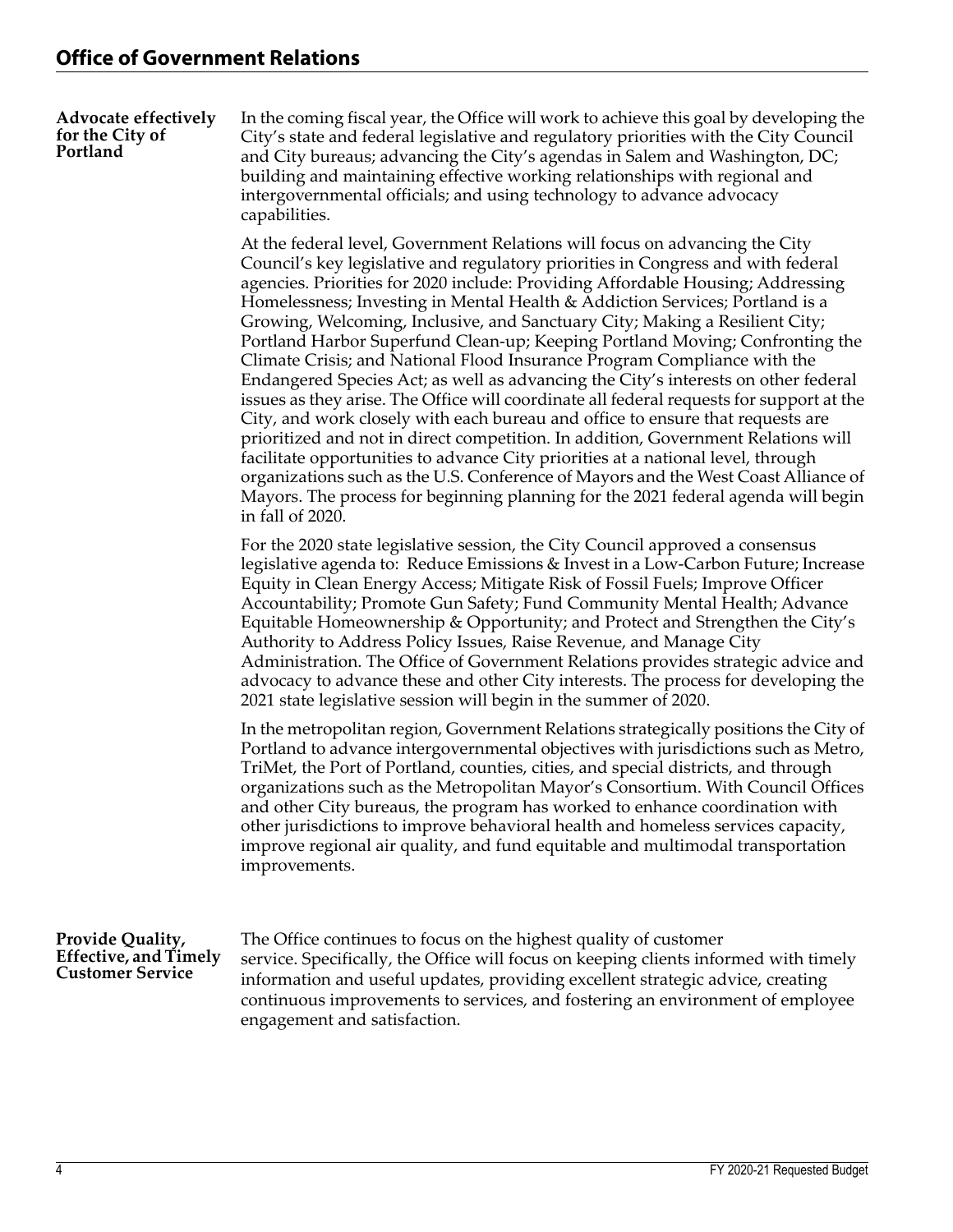## Office of Government Relations

**Advocate effectively for the City of Portland**

In the coming fiscal year, the Office will work to achieve this goal by developing the City's state and federal legislative and regulatory priorities with the City Council and City bureaus; advancing the City's agendas in Salem and Washington, DC; building and maintaining effective working relationships with regional and intergovernmental officials; and using technology to advance advocacy capabilities.

At the federal level, Government Relations will focus on advancing the City Council's key legislative and regulatory priorities in Congress and with federal agencies. Priorities for 2020 include: Providing Affordable Housing; Addressing Homelessness; Investing in Mental Health & Addiction Services; Portland is a Growing, Welcoming, Inclusive, and Sanctuary City; Making a Resilient City; Portland Harbor Superfund Clean-up; Keeping Portland Moving; Confronting the Climate Crisis; and National Flood Insurance Program Compliance with the Endangered Species Act; as well as advancing the City's interests on other federal issues as they arise. The Office will coordinate all federal requests for support at the City, and work closely with each bureau and office to ensure that requests are prioritized and not in direct competition. In addition, Government Relations will facilitate opportunities to advance City priorities at a national level, through organizations such as the U.S. Conference of Mayors and the West Coast Alliance of Mayors. The process for beginning planning for the 2021 federal agenda will begin in fall of 2020.

For the 2020 state legislative session, the City Council approved a consensus legislative agenda to: Reduce Emissions & Invest in a Low-Carbon Future; Increase Equity in Clean Energy Access; Mitigate Risk of Fossil Fuels; Improve Officer Accountability; Promote Gun Safety; Fund Community Mental Health; Advance Equitable Homeownership & Opportunity; and Protect and Strengthen the City's Authority to Address Policy Issues, Raise Revenue, and Manage City Administration. The Office of Government Relations provides strategic advice and advocacy to advance these and other City interests. The process for developing the 2021 state legislative session will begin in the summer of 2020.

In the metropolitan region, Government Relations strategically positions the City of Portland to advance intergovernmental objectives with jurisdictions such as Metro, TriMet, the Port of Portland, counties, cities, and special districts, and through organizations such as the Metropolitan Mayor's Consortium. With Council Offices and other City bureaus, the program has worked to enhance coordination with other jurisdictions to improve behavioral health and homeless services capacity, improve regional air quality, and fund equitable and multimodal transportation improvements.

**Provide Quality, Effective, and Timely Customer Service**

The Office continues to focus on the highest quality of customer service. Specifically, the Office will focus on keeping clients informed with timely information and useful updates, providing excellent strategic advice, creating continuous improvements to services, and fostering an environment of employee engagement and satisfaction.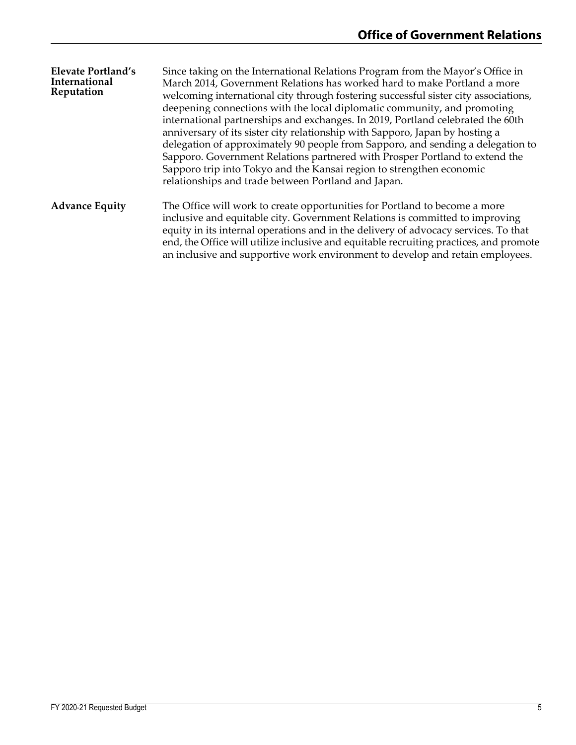### Elevate Portland's International Reputation

Since taking on the International Relations Program from the Mayor's Office in March 2014, Government Relations has worked hard to make Portland a more welcoming international city through fostering successful sister city associations, deepening connections with the local diplomatic community, and promoting international partnerships and exchanges. In 2019, Portland celebrated the 60th anniversary of its sister city relationship with Sapporo, Japan by hosting a delegation of approximately 90 people from Sapporo, and sending a delegation to Sapporo. Government Relations partnered with Prosper Portland to extend the Sapporo trip into Tokyo and the Kansai region to strengthen economic relationships and trade between Portland and Japan.

### Advance Equity

The Office will work to create opportunities for Portland to become a more inclusive and equitable city. Government Relations is committed to improving equity in its internal operations and in the delivery of advocacy services. To that end, the Office will utilize inclusive and equitable recruiting practices, and promote an inclusive and supportive work environment to develop and retain employees.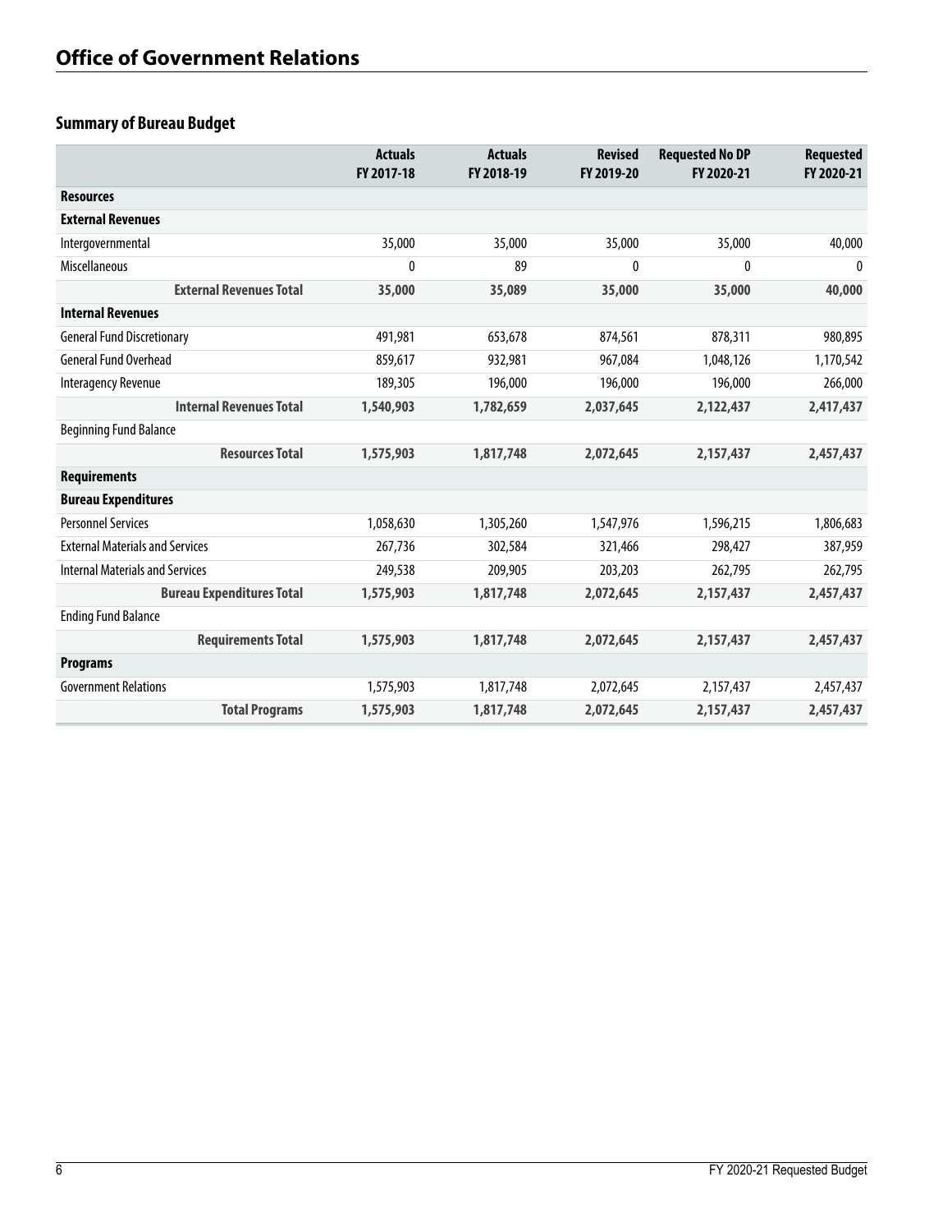# Office of Government Relations

## Summary of Bureau Budget

| | Actuals FY 2017-18 | Actuals FY 2018-19 | Revised FY 2019-20 | Requested No DP FY 2020-21 | Requested FY 2020-21 |
|---|---|---|---|---|---|
| **Resources** | | | | | |
| **External Revenues** | | | | | |
| Intergovernmental | 35,000 | 35,000 | 35,000 | 35,000 | 40,000 |
| Miscellaneous | 0 | 89 | 0 | 0 | 0 |
| **External Revenues Total** | **35,000** | **35,089** | **35,000** | **35,000** | **40,000** |
| **Internal Revenues** | | | | | |
| General Fund Discretionary | 491,981 | 653,678 | 874,561 | 878,311 | 980,895 |
| General Fund Overhead | 859,617 | 932,981 | 967,084 | 1,048,126 | 1,170,542 |
| Interagency Revenue | 189,305 | 196,000 | 196,000 | 196,000 | 266,000 |
| **Internal Revenues Total** | **1,540,903** | **1,782,659** | **2,037,645** | **2,122,437** | **2,417,437** |
| Beginning Fund Balance | | | | | |
| **Resources Total** | **1,575,903** | **1,817,748** | **2,072,645** | **2,157,437** | **2,457,437** |
| **Requirements** | | | | | |
| **Bureau Expenditures** | | | | | |
| Personnel Services | 1,058,630 | 1,305,260 | 1,547,976 | 1,596,215 | 1,806,683 |
| External Materials and Services | 267,736 | 302,584 | 321,466 | 298,427 | 387,959 |
| Internal Materials and Services | 249,538 | 209,905 | 203,203 | 262,795 | 262,795 |
| **Bureau Expenditures Total** | **1,575,903** | **1,817,748** | **2,072,645** | **2,157,437** | **2,457,437** |
| Ending Fund Balance | | | | | |
| **Requirements Total** | **1,575,903** | **1,817,748** | **2,072,645** | **2,157,437** | **2,457,437** |
| **Programs** | | | | | |
| Government Relations | 1,575,903 | 1,817,748 | 2,072,645 | 2,157,437 | 2,457,437 |
| **Total Programs** | **1,575,903** | **1,817,748** | **2,072,645** | **2,157,437** | **2,457,437** |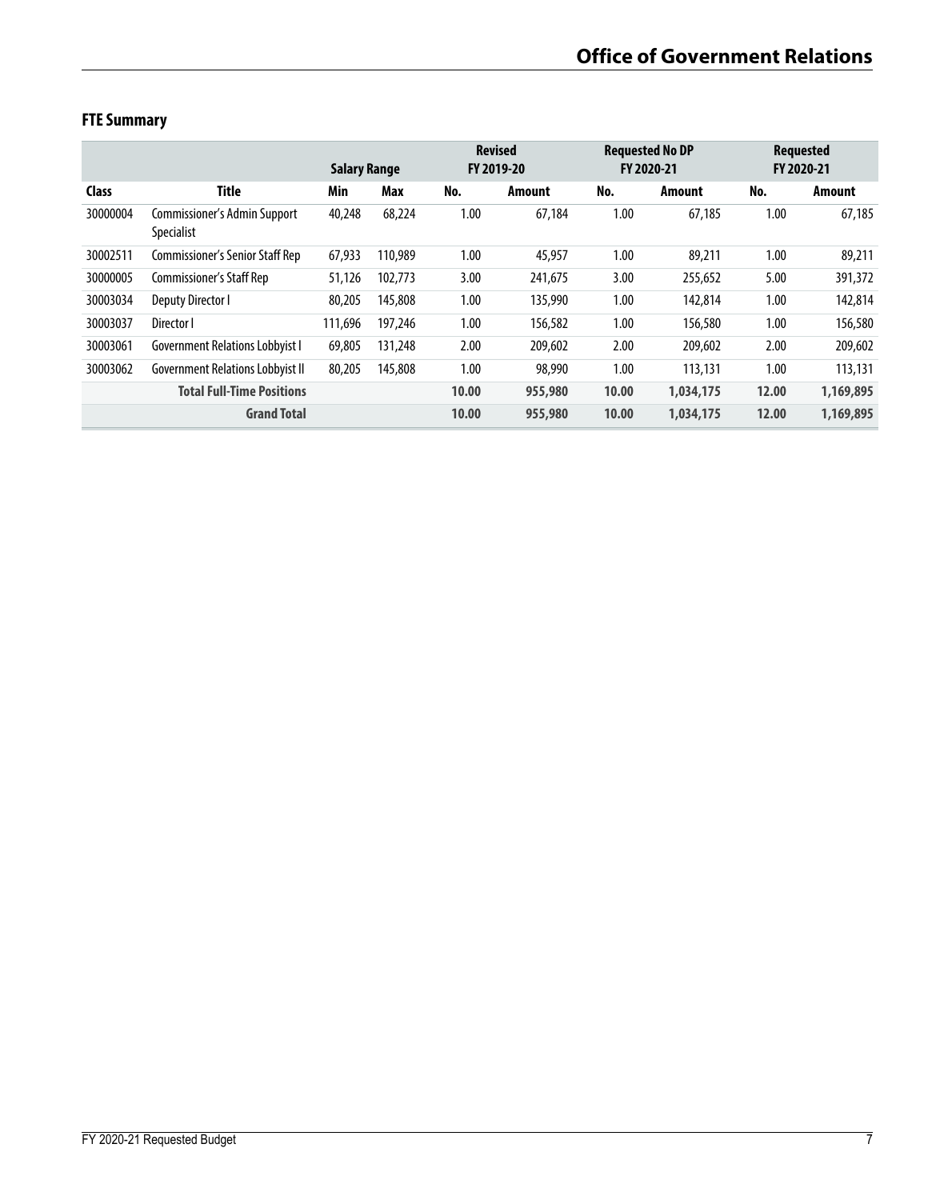## FTE Summary

| | | Salary Range | | Revised FY 2019-20 | | Requested No DP FY 2020-21 | | Requested FY 2020-21 | |
|---|---|---|---|---|---|---|---|---|---|
| **Class** | **Title** | **Min** | **Max** | **No.** | **Amount** | **No.** | **Amount** | **No.** | **Amount** |
| 30000004 | Commissioner's Admin Support Specialist | 40,248 | 68,224 | 1.00 | 67,184 | 1.00 | 67,185 | 1.00 | 67,185 |
| 30002511 | Commissioner's Senior Staff Rep | 67,933 | 110,989 | 1.00 | 45,957 | 1.00 | 89,211 | 1.00 | 89,211 |
| 30000005 | Commissioner's Staff Rep | 51,126 | 102,773 | 3.00 | 241,675 | 3.00 | 255,652 | 5.00 | 391,372 |
| 30003034 | Deputy Director I | 80,205 | 145,808 | 1.00 | 135,990 | 1.00 | 142,814 | 1.00 | 142,814 |
| 30003037 | Director I | 111,696 | 197,246 | 1.00 | 156,582 | 1.00 | 156,580 | 1.00 | 156,580 |
| 30003061 | Government Relations Lobbyist I | 69,805 | 131,248 | 2.00 | 209,602 | 2.00 | 209,602 | 2.00 | 209,602 |
| 30003062 | Government Relations Lobbyist II | 80,205 | 145,808 | 1.00 | 98,990 | 1.00 | 113,131 | 1.00 | 113,131 |
| | **Total Full-Time Positions** | | | **10.00** | **955,980** | **10.00** | **1,034,175** | **12.00** | **1,169,895** |
| | **Grand Total** | | | **10.00** | **955,980** | **10.00** | **1,034,175** | **12.00** | **1,169,895** |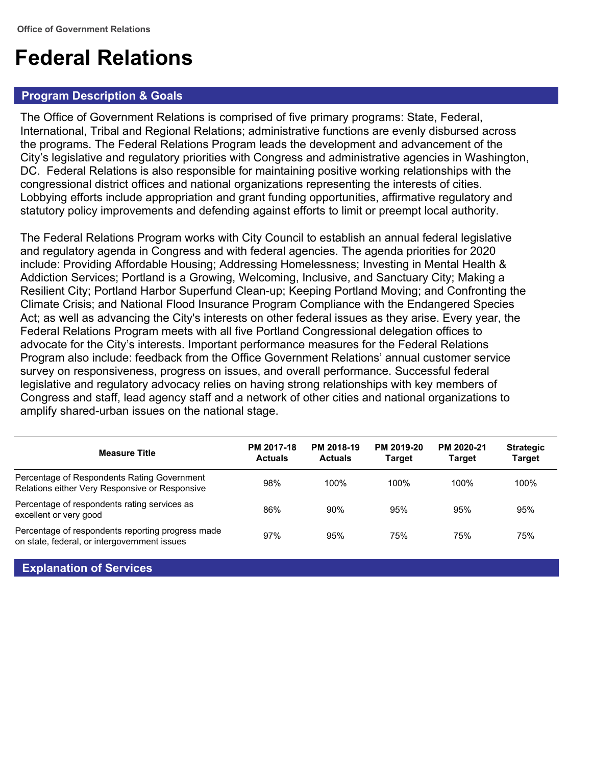Office of Government Relations

# Federal Relations

## Program Description & Goals

The Office of Government Relations is comprised of five primary programs: State, Federal, International, Tribal and Regional Relations; administrative functions are evenly disbursed across the programs. The Federal Relations Program leads the development and advancement of the City's legislative and regulatory priorities with Congress and administrative agencies in Washington, DC. Federal Relations is also responsible for maintaining positive working relationships with the congressional district offices and national organizations representing the interests of cities. Lobbying efforts include appropriation and grant funding opportunities, affirmative regulatory and statutory policy improvements and defending against efforts to limit or preempt local authority.

The Federal Relations Program works with City Council to establish an annual federal legislative and regulatory agenda in Congress and with federal agencies. The agenda priorities for 2020 include: Providing Affordable Housing; Addressing Homelessness; Investing in Mental Health & Addiction Services; Portland is a Growing, Welcoming, Inclusive, and Sanctuary City; Making a Resilient City; Portland Harbor Superfund Clean-up; Keeping Portland Moving; and Confronting the Climate Crisis; and National Flood Insurance Program Compliance with the Endangered Species Act; as well as advancing the City's interests on other federal issues as they arise. Every year, the Federal Relations Program meets with all five Portland Congressional delegation offices to advocate for the City's interests. Important performance measures for the Federal Relations Program also include: feedback from the Office Government Relations' annual customer service survey on responsiveness, progress on issues, and overall performance. Successful federal legislative and regulatory advocacy relies on having strong relationships with key members of Congress and staff, lead agency staff and a network of other cities and national organizations to amplify shared-urban issues on the national stage.

| Measure Title | PM 2017-18 Actuals | PM 2018-19 Actuals | PM 2019-20 Target | PM 2020-21 Target | Strategic Target |
| --- | --- | --- | --- | --- | --- |
| Percentage of Respondents Rating Government Relations either Very Responsive or Responsive | 98% | 100% | 100% | 100% | 100% |
| Percentage of respondents rating services as excellent or very good | 86% | 90% | 95% | 95% | 95% |
| Percentage of respondents reporting progress made on state, federal, or intergovernment issues | 97% | 95% | 75% | 75% | 75% |

## Explanation of Services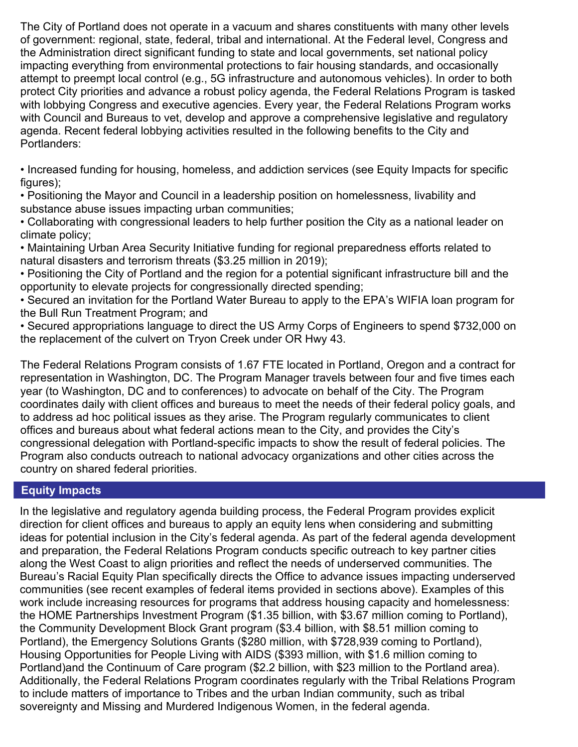The City of Portland does not operate in a vacuum and shares constituents with many other levels of government: regional, state, federal, tribal and international. At the Federal level, Congress and the Administration direct significant funding to state and local governments, set national policy impacting everything from environmental protections to fair housing standards, and occasionally attempt to preempt local control (e.g., 5G infrastructure and autonomous vehicles). In order to both protect City priorities and advance a robust policy agenda, the Federal Relations Program is tasked with lobbying Congress and executive agencies. Every year, the Federal Relations Program works with Council and Bureaus to vet, develop and approve a comprehensive legislative and regulatory agenda. Recent federal lobbying activities resulted in the following benefits to the City and Portlanders:

- Increased funding for housing, homeless, and addiction services (see Equity Impacts for specific figures);
- Positioning the Mayor and Council in a leadership position on homelessness, livability and substance abuse issues impacting urban communities;
- Collaborating with congressional leaders to help further position the City as a national leader on climate policy;
- Maintaining Urban Area Security Initiative funding for regional preparedness efforts related to natural disasters and terrorism threats ($3.25 million in 2019);
- Positioning the City of Portland and the region for a potential significant infrastructure bill and the opportunity to elevate projects for congressionally directed spending;
- Secured an invitation for the Portland Water Bureau to apply to the EPA's WIFIA loan program for the Bull Run Treatment Program; and
- Secured appropriations language to direct the US Army Corps of Engineers to spend $732,000 on the replacement of the culvert on Tryon Creek under OR Hwy 43.

The Federal Relations Program consists of 1.67 FTE located in Portland, Oregon and a contract for representation in Washington, DC. The Program Manager travels between four and five times each year (to Washington, DC and to conferences) to advocate on behalf of the City. The Program coordinates daily with client offices and bureaus to meet the needs of their federal policy goals, and to address ad hoc political issues as they arise. The Program regularly communicates to client offices and bureaus about what federal actions mean to the City, and provides the City's congressional delegation with Portland-specific impacts to show the result of federal policies. The Program also conducts outreach to national advocacy organizations and other cities across the country on shared federal priorities.

## Equity Impacts

In the legislative and regulatory agenda building process, the Federal Program provides explicit direction for client offices and bureaus to apply an equity lens when considering and submitting ideas for potential inclusion in the City's federal agenda. As part of the federal agenda development and preparation, the Federal Relations Program conducts specific outreach to key partner cities along the West Coast to align priorities and reflect the needs of underserved communities. The Bureau's Racial Equity Plan specifically directs the Office to advance issues impacting underserved communities (see recent examples of federal items provided in sections above). Examples of this work include increasing resources for programs that address housing capacity and homelessness: the HOME Partnerships Investment Program ($1.35 billion, with $3.67 million coming to Portland), the Community Development Block Grant program ($3.4 billion, with $8.51 million coming to Portland), the Emergency Solutions Grants ($280 million, with $728,939 coming to Portland), Housing Opportunities for People Living with AIDS ($393 million, with $1.6 million coming to Portland)and the Continuum of Care program ($2.2 billion, with $23 million to the Portland area). Additionally, the Federal Relations Program coordinates regularly with the Tribal Relations Program to include matters of importance to Tribes and the urban Indian community, such as tribal sovereignty and Missing and Murdered Indigenous Women, in the federal agenda.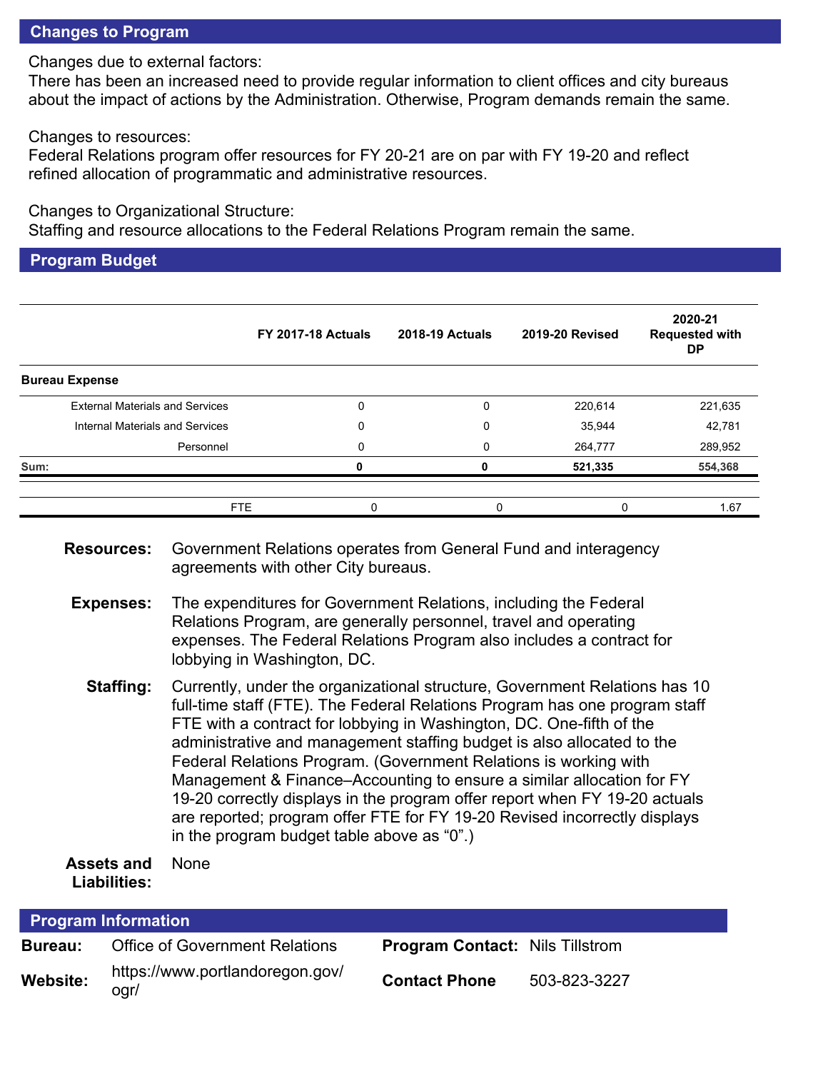## Changes to Program

Changes due to external factors:
There has been an increased need to provide regular information to client offices and city bureaus about the impact of actions by the Administration. Otherwise, Program demands remain the same.

Changes to resources:
Federal Relations program offer resources for FY 20-21 are on par with FY 19-20 and reflect refined allocation of programmatic and administrative resources.

Changes to Organizational Structure:
Staffing and resource allocations to the Federal Relations Program remain the same.

## Program Budget

| | FY 2017-18 Actuals | 2018-19 Actuals | 2019-20 Revised | 2020-21 Requested with DP |
|---|---|---|---|---|
| **Bureau Expense** | | | | |
| External Materials and Services | 0 | 0 | 220,614 | 221,635 |
| Internal Materials and Services | 0 | 0 | 35,944 | 42,781 |
| Personnel | 0 | 0 | 264,777 | 289,952 |
| **Sum:** | **0** | **0** | **521,335** | **554,368** |
| FTE | 0 | 0 | 0 | 1.67 |

**Resources:** Government Relations operates from General Fund and interagency agreements with other City bureaus.

**Expenses:** The expenditures for Government Relations, including the Federal Relations Program, are generally personnel, travel and operating expenses. The Federal Relations Program also includes a contract for lobbying in Washington, DC.

**Staffing:** Currently, under the organizational structure, Government Relations has 10 full-time staff (FTE). The Federal Relations Program has one program staff FTE with a contract for lobbying in Washington, DC. One-fifth of the administrative and management staffing budget is also allocated to the Federal Relations Program. (Government Relations is working with Management & Finance–Accounting to ensure a similar allocation for FY 19-20 correctly displays in the program offer report when FY 19-20 actuals are reported; program offer FTE for FY 19-20 Revised incorrectly displays in the program budget table above as "0".)

**Assets and Liabilities:** None

## Program Information

**Bureau:** Office of Government Relations

**Website:** https://www.portlandoregon.gov/ogr/

**Program Contact:** Nils Tillstrom

**Contact Phone** 503-823-3227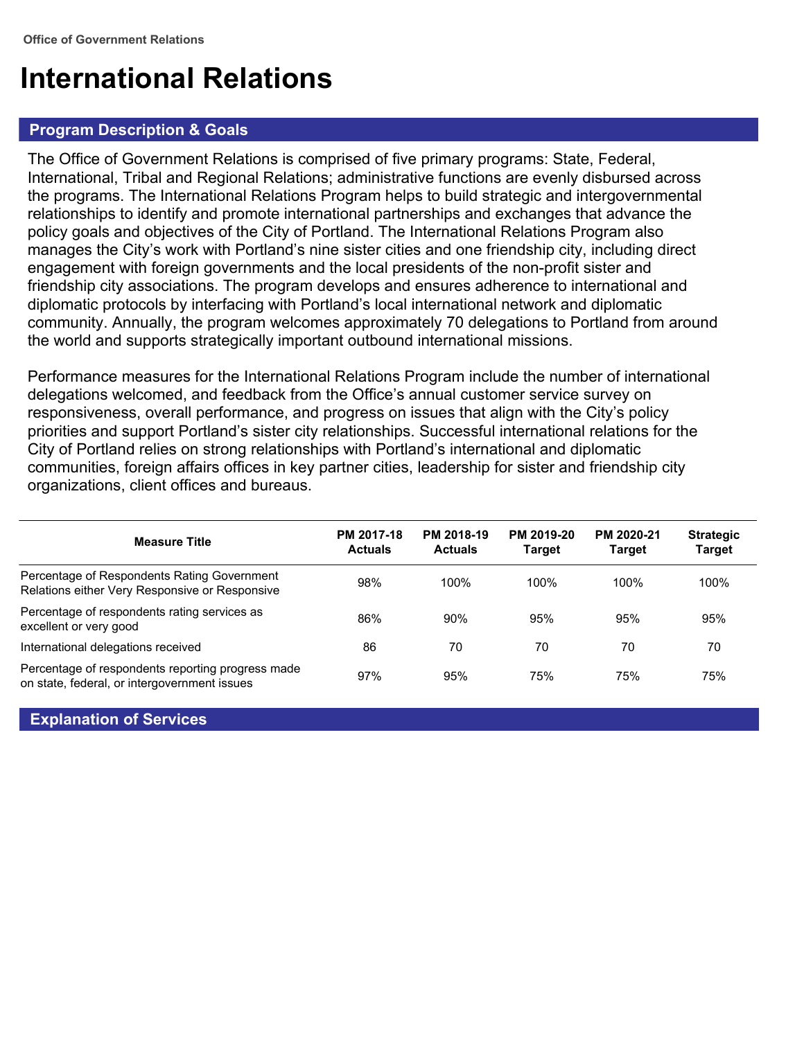Office of Government Relations

# International Relations

## Program Description & Goals

The Office of Government Relations is comprised of five primary programs: State, Federal, International, Tribal and Regional Relations; administrative functions are evenly disbursed across the programs. The International Relations Program helps to build strategic and intergovernmental relationships to identify and promote international partnerships and exchanges that advance the policy goals and objectives of the City of Portland. The International Relations Program also manages the City's work with Portland's nine sister cities and one friendship city, including direct engagement with foreign governments and the local presidents of the non-profit sister and friendship city associations. The program develops and ensures adherence to international and diplomatic protocols by interfacing with Portland's local international network and diplomatic community. Annually, the program welcomes approximately 70 delegations to Portland from around the world and supports strategically important outbound international missions.

Performance measures for the International Relations Program include the number of international delegations welcomed, and feedback from the Office's annual customer service survey on responsiveness, overall performance, and progress on issues that align with the City's policy priorities and support Portland's sister city relationships. Successful international relations for the City of Portland relies on strong relationships with Portland's international and diplomatic communities, foreign affairs offices in key partner cities, leadership for sister and friendship city organizations, client offices and bureaus.

| Measure Title | PM 2017-18 Actuals | PM 2018-19 Actuals | PM 2019-20 Target | PM 2020-21 Target | Strategic Target |
|---|---|---|---|---|---|
| Percentage of Respondents Rating Government Relations either Very Responsive or Responsive | 98% | 100% | 100% | 100% | 100% |
| Percentage of respondents rating services as excellent or very good | 86% | 90% | 95% | 95% | 95% |
| International delegations received | 86 | 70 | 70 | 70 | 70 |
| Percentage of respondents reporting progress made on state, federal, or intergovernment issues | 97% | 95% | 75% | 75% | 75% |

## Explanation of Services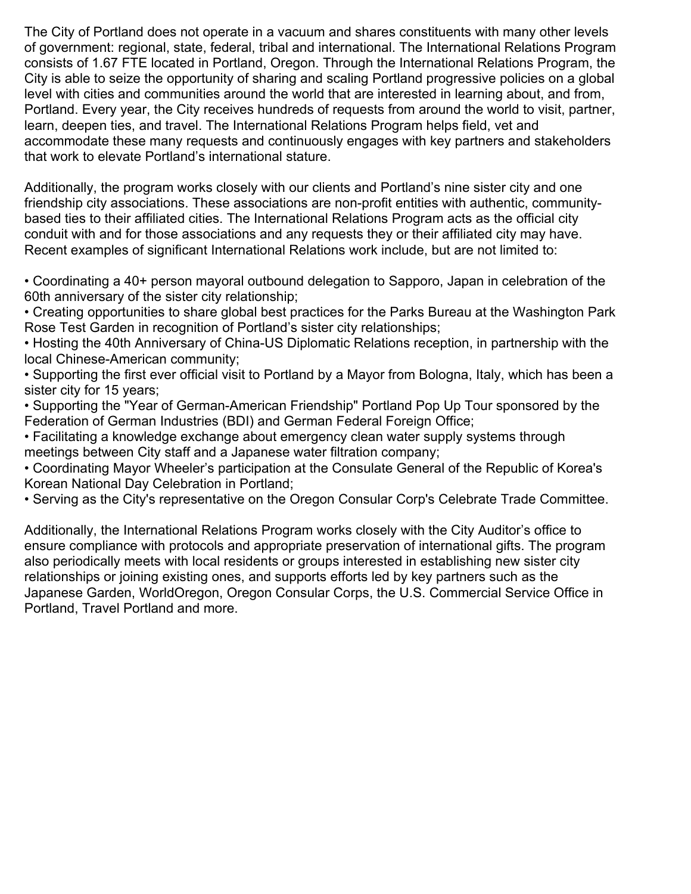The City of Portland does not operate in a vacuum and shares constituents with many other levels of government: regional, state, federal, tribal and international. The International Relations Program consists of 1.67 FTE located in Portland, Oregon. Through the International Relations Program, the City is able to seize the opportunity of sharing and scaling Portland progressive policies on a global level with cities and communities around the world that are interested in learning about, and from, Portland. Every year, the City receives hundreds of requests from around the world to visit, partner, learn, deepen ties, and travel. The International Relations Program helps field, vet and accommodate these many requests and continuously engages with key partners and stakeholders that work to elevate Portland's international stature.

Additionally, the program works closely with our clients and Portland's nine sister city and one friendship city associations. These associations are non-profit entities with authentic, community-based ties to their affiliated cities. The International Relations Program acts as the official city conduit with and for those associations and any requests they or their affiliated city may have. Recent examples of significant International Relations work include, but are not limited to:

- Coordinating a 40+ person mayoral outbound delegation to Sapporo, Japan in celebration of the 60th anniversary of the sister city relationship;
- Creating opportunities to share global best practices for the Parks Bureau at the Washington Park Rose Test Garden in recognition of Portland's sister city relationships;
- Hosting the 40th Anniversary of China-US Diplomatic Relations reception, in partnership with the local Chinese-American community;
- Supporting the first ever official visit to Portland by a Mayor from Bologna, Italy, which has been a sister city for 15 years;
- Supporting the "Year of German-American Friendship" Portland Pop Up Tour sponsored by the Federation of German Industries (BDI) and German Federal Foreign Office;
- Facilitating a knowledge exchange about emergency clean water supply systems through meetings between City staff and a Japanese water filtration company;
- Coordinating Mayor Wheeler's participation at the Consulate General of the Republic of Korea's Korean National Day Celebration in Portland;
- Serving as the City's representative on the Oregon Consular Corp's Celebrate Trade Committee.

Additionally, the International Relations Program works closely with the City Auditor's office to ensure compliance with protocols and appropriate preservation of international gifts. The program also periodically meets with local residents or groups interested in establishing new sister city relationships or joining existing ones, and supports efforts led by key partners such as the Japanese Garden, WorldOregon, Oregon Consular Corps, the U.S. Commercial Service Office in Portland, Travel Portland and more.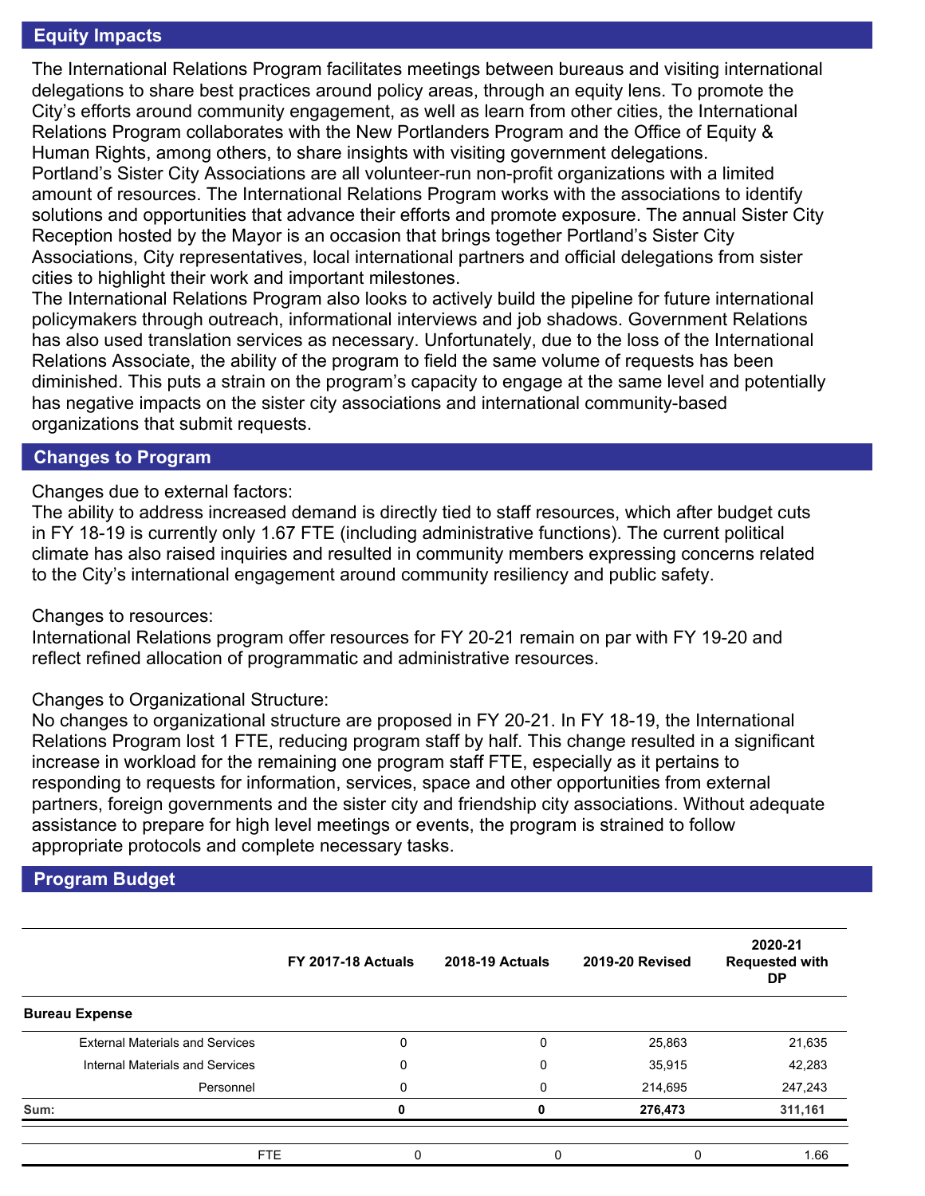## Equity Impacts

The International Relations Program facilitates meetings between bureaus and visiting international delegations to share best practices around policy areas, through an equity lens. To promote the City's efforts around community engagement, as well as learn from other cities, the International Relations Program collaborates with the New Portlanders Program and the Office of Equity & Human Rights, among others, to share insights with visiting government delegations.

Portland's Sister City Associations are all volunteer-run non-profit organizations with a limited amount of resources. The International Relations Program works with the associations to identify solutions and opportunities that advance their efforts and promote exposure. The annual Sister City Reception hosted by the Mayor is an occasion that brings together Portland's Sister City Associations, City representatives, local international partners and official delegations from sister cities to highlight their work and important milestones.

The International Relations Program also looks to actively build the pipeline for future international policymakers through outreach, informational interviews and job shadows. Government Relations has also used translation services as necessary. Unfortunately, due to the loss of the International Relations Associate, the ability of the program to field the same volume of requests has been diminished. This puts a strain on the program's capacity to engage at the same level and potentially has negative impacts on the sister city associations and international community-based organizations that submit requests.

## Changes to Program

Changes due to external factors:

The ability to address increased demand is directly tied to staff resources, which after budget cuts in FY 18-19 is currently only 1.67 FTE (including administrative functions). The current political climate has also raised inquiries and resulted in community members expressing concerns related to the City's international engagement around community resiliency and public safety.

Changes to resources:

International Relations program offer resources for FY 20-21 remain on par with FY 19-20 and reflect refined allocation of programmatic and administrative resources.

Changes to Organizational Structure:

No changes to organizational structure are proposed in FY 20-21. In FY 18-19, the International Relations Program lost 1 FTE, reducing program staff by half. This change resulted in a significant increase in workload for the remaining one program staff FTE, especially as it pertains to responding to requests for information, services, space and other opportunities from external partners, foreign governments and the sister city and friendship city associations. Without adequate assistance to prepare for high level meetings or events, the program is strained to follow appropriate protocols and complete necessary tasks.

## Program Budget

| | FY 2017-18 Actuals | 2018-19 Actuals | 2019-20 Revised | 2020-21 Requested with DP |
|---|---|---|---|---|
| **Bureau Expense** | | | | |
| External Materials and Services | 0 | 0 | 25,863 | 21,635 |
| Internal Materials and Services | 0 | 0 | 35,915 | 42,283 |
| Personnel | 0 | 0 | 214,695 | 247,243 |
| **Sum:** | **0** | **0** | **276,473** | **311,161** |
| FTE | 0 | 0 | 0 | 1.66 |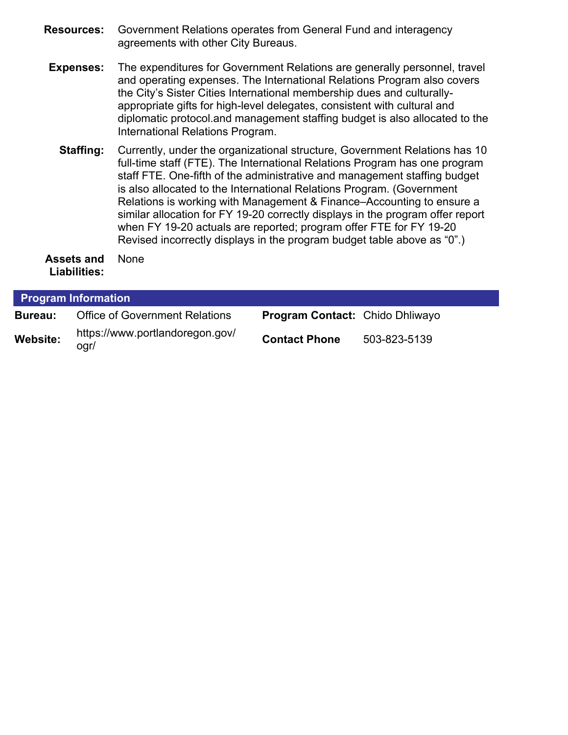**Resources:** Government Relations operates from General Fund and interagency agreements with other City Bureaus.

**Expenses:** The expenditures for Government Relations are generally personnel, travel and operating expenses. The International Relations Program also covers the City's Sister Cities International membership dues and culturally-appropriate gifts for high-level delegates, consistent with cultural and diplomatic protocol.and management staffing budget is also allocated to the International Relations Program.

**Staffing:** Currently, under the organizational structure, Government Relations has 10 full-time staff (FTE). The International Relations Program has one program staff FTE. One-fifth of the administrative and management staffing budget is also allocated to the International Relations Program. (Government Relations is working with Management & Finance–Accounting to ensure a similar allocation for FY 19-20 correctly displays in the program offer report when FY 19-20 actuals are reported; program offer FTE for FY 19-20 Revised incorrectly displays in the program budget table above as "0".)

**Assets and Liabilities:** None

## Program Information

| | | | |
|---|---|---|---|
| **Bureau:** | Office of Government Relations | **Program Contact:** | Chido Dhliwayo |
| **Website:** | https://www.portlandoregon.gov/ogr/ | **Contact Phone** | 503-823-5139 |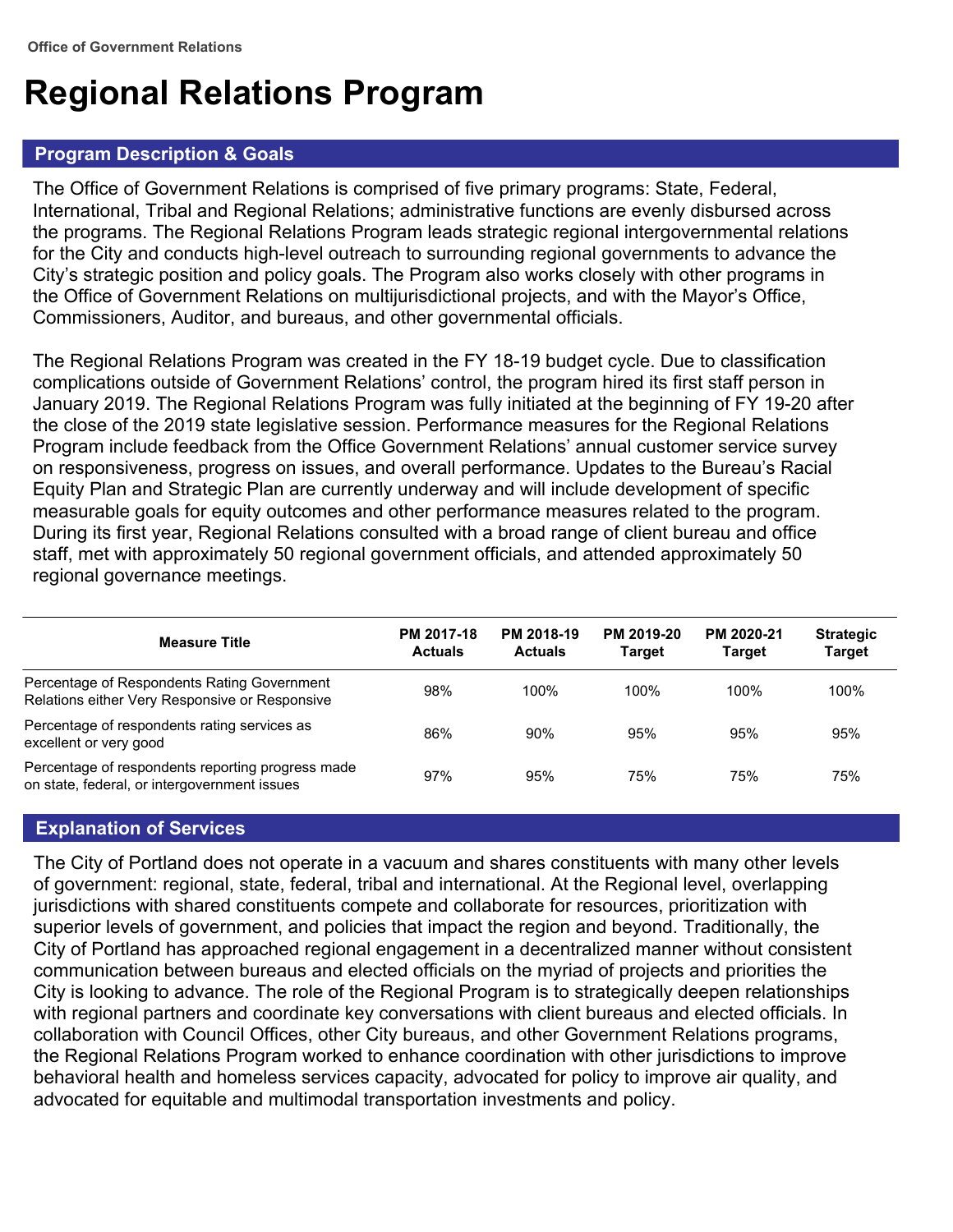Office of Government Relations

# Regional Relations Program

## Program Description & Goals

The Office of Government Relations is comprised of five primary programs: State, Federal, International, Tribal and Regional Relations; administrative functions are evenly disbursed across the programs. The Regional Relations Program leads strategic regional intergovernmental relations for the City and conducts high-level outreach to surrounding regional governments to advance the City's strategic position and policy goals. The Program also works closely with other programs in the Office of Government Relations on multijurisdictional projects, and with the Mayor's Office, Commissioners, Auditor, and bureaus, and other governmental officials.

The Regional Relations Program was created in the FY 18-19 budget cycle. Due to classification complications outside of Government Relations' control, the program hired its first staff person in January 2019. The Regional Relations Program was fully initiated at the beginning of FY 19-20 after the close of the 2019 state legislative session. Performance measures for the Regional Relations Program include feedback from the Office Government Relations' annual customer service survey on responsiveness, progress on issues, and overall performance. Updates to the Bureau's Racial Equity Plan and Strategic Plan are currently underway and will include development of specific measurable goals for equity outcomes and other performance measures related to the program. During its first year, Regional Relations consulted with a broad range of client bureau and office staff, met with approximately 50 regional government officials, and attended approximately 50 regional governance meetings.

| Measure Title | PM 2017-18 Actuals | PM 2018-19 Actuals | PM 2019-20 Target | PM 2020-21 Target | Strategic Target |
|---|---|---|---|---|---|
| Percentage of Respondents Rating Government Relations either Very Responsive or Responsive | 98% | 100% | 100% | 100% | 100% |
| Percentage of respondents rating services as excellent or very good | 86% | 90% | 95% | 95% | 95% |
| Percentage of respondents reporting progress made on state, federal, or intergovernment issues | 97% | 95% | 75% | 75% | 75% |

## Explanation of Services

The City of Portland does not operate in a vacuum and shares constituents with many other levels of government: regional, state, federal, tribal and international. At the Regional level, overlapping jurisdictions with shared constituents compete and collaborate for resources, prioritization with superior levels of government, and policies that impact the region and beyond. Traditionally, the City of Portland has approached regional engagement in a decentralized manner without consistent communication between bureaus and elected officials on the myriad of projects and priorities the City is looking to advance. The role of the Regional Program is to strategically deepen relationships with regional partners and coordinate key conversations with client bureaus and elected officials. In collaboration with Council Offices, other City bureaus, and other Government Relations programs, the Regional Relations Program worked to enhance coordination with other jurisdictions to improve behavioral health and homeless services capacity, advocated for policy to improve air quality, and advocated for equitable and multimodal transportation investments and policy.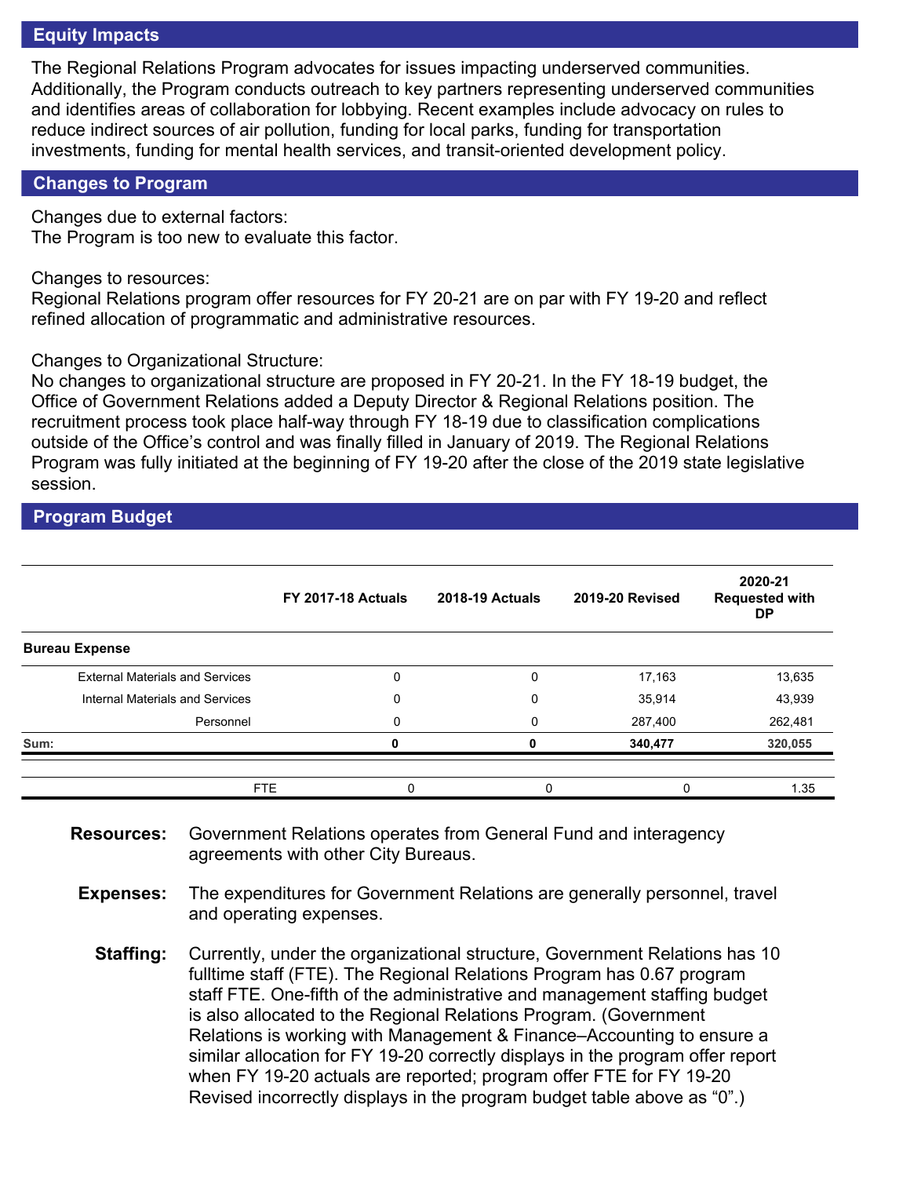## Equity Impacts

The Regional Relations Program advocates for issues impacting underserved communities. Additionally, the Program conducts outreach to key partners representing underserved communities and identifies areas of collaboration for lobbying. Recent examples include advocacy on rules to reduce indirect sources of air pollution, funding for local parks, funding for transportation investments, funding for mental health services, and transit-oriented development policy.

## Changes to Program

Changes due to external factors:
The Program is too new to evaluate this factor.

Changes to resources:
Regional Relations program offer resources for FY 20-21 are on par with FY 19-20 and reflect refined allocation of programmatic and administrative resources.

Changes to Organizational Structure:
No changes to organizational structure are proposed in FY 20-21. In the FY 18-19 budget, the Office of Government Relations added a Deputy Director & Regional Relations position. The recruitment process took place half-way through FY 18-19 due to classification complications outside of the Office's control and was finally filled in January of 2019. The Regional Relations Program was fully initiated at the beginning of FY 19-20 after the close of the 2019 state legislative session.

## Program Budget

| | FY 2017-18 Actuals | 2018-19 Actuals | 2019-20 Revised | 2020-21 Requested with DP |
|---|---|---|---|---|
| **Bureau Expense** | | | | |
| External Materials and Services | 0 | 0 | 17,163 | 13,635 |
| Internal Materials and Services | 0 | 0 | 35,914 | 43,939 |
| Personnel | 0 | 0 | 287,400 | 262,481 |
| **Sum:** | **0** | **0** | **340,477** | **320,055** |
| FTE | 0 | 0 | 0 | 1.35 |

**Resources:** Government Relations operates from General Fund and interagency agreements with other City Bureaus.

**Expenses:** The expenditures for Government Relations are generally personnel, travel and operating expenses.

**Staffing:** Currently, under the organizational structure, Government Relations has 10 fulltime staff (FTE). The Regional Relations Program has 0.67 program staff FTE. One-fifth of the administrative and management staffing budget is also allocated to the Regional Relations Program. (Government Relations is working with Management & Finance–Accounting to ensure a similar allocation for FY 19-20 correctly displays in the program offer report when FY 19-20 actuals are reported; program offer FTE for FY 19-20 Revised incorrectly displays in the program budget table above as "0".)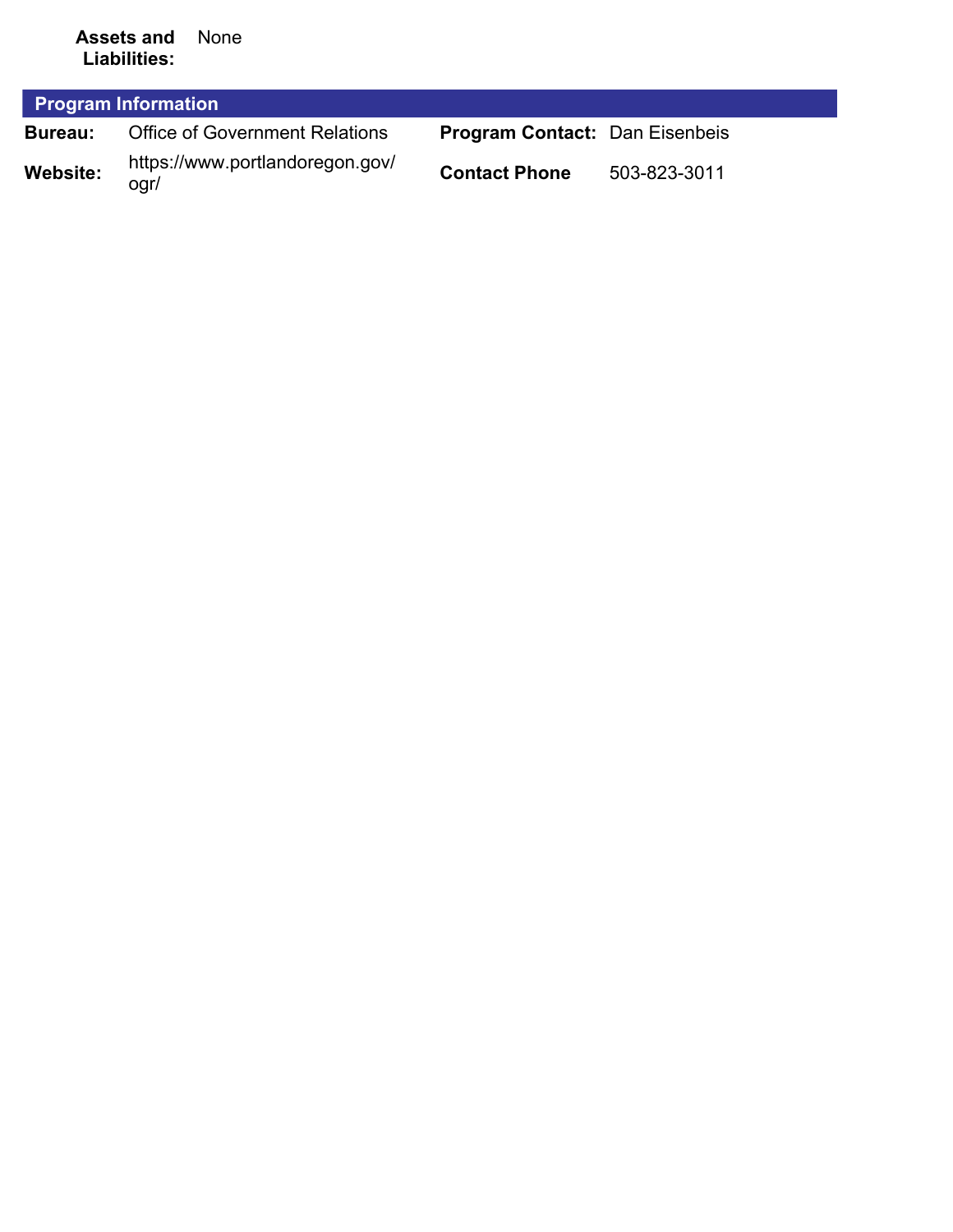**Assets and Liabilities:** None

## Program Information

| | | | |
|---|---|---|---|
| **Bureau:** | Office of Government Relations | **Program Contact:** | Dan Eisenbeis |
| **Website:** | https://www.portlandoregon.gov/ogr/ | **Contact Phone** | 503-823-3011 |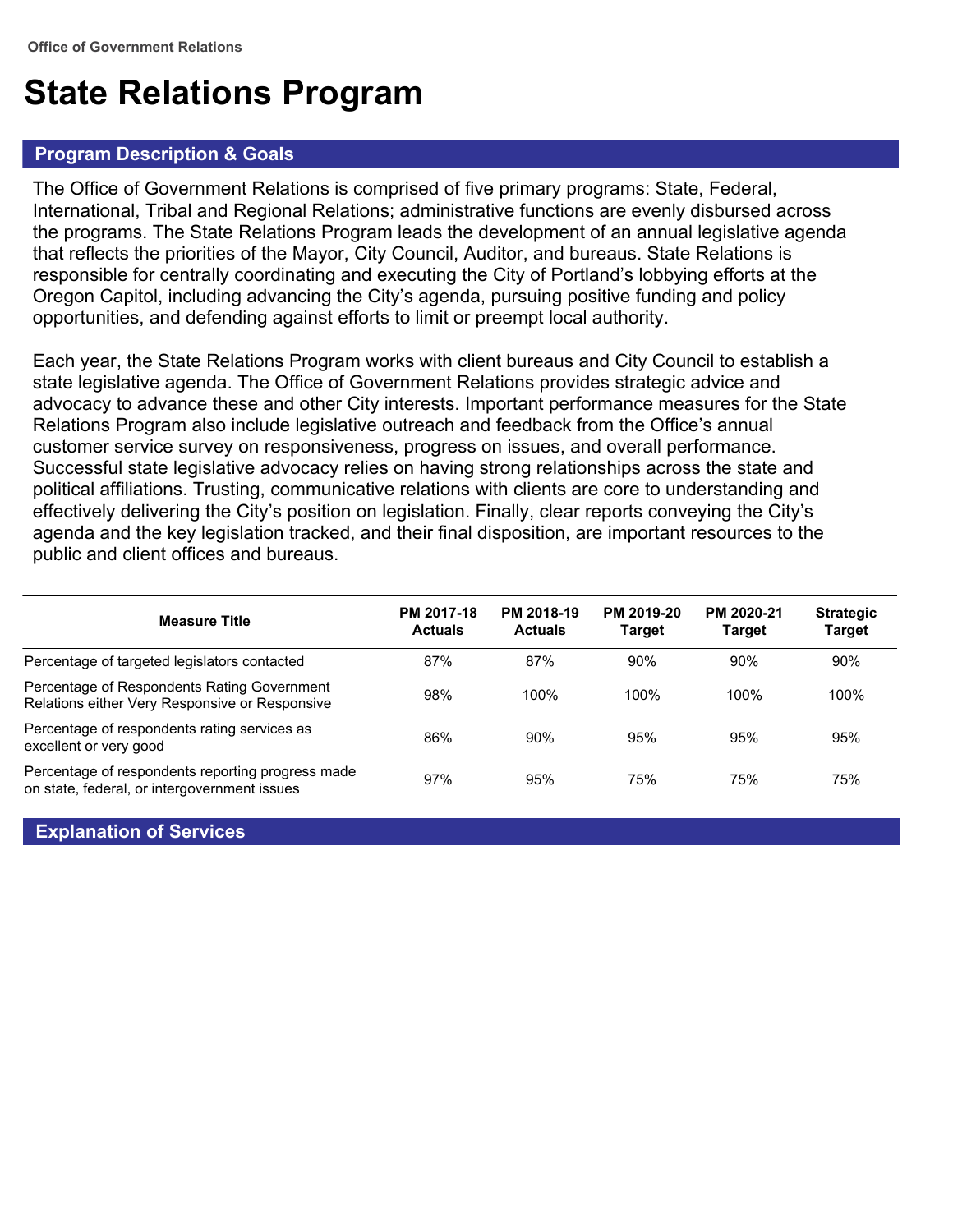Office of Government Relations

# State Relations Program

## Program Description & Goals

The Office of Government Relations is comprised of five primary programs: State, Federal, International, Tribal and Regional Relations; administrative functions are evenly disbursed across the programs. The State Relations Program leads the development of an annual legislative agenda that reflects the priorities of the Mayor, City Council, Auditor, and bureaus. State Relations is responsible for centrally coordinating and executing the City of Portland's lobbying efforts at the Oregon Capitol, including advancing the City's agenda, pursuing positive funding and policy opportunities, and defending against efforts to limit or preempt local authority.

Each year, the State Relations Program works with client bureaus and City Council to establish a state legislative agenda. The Office of Government Relations provides strategic advice and advocacy to advance these and other City interests. Important performance measures for the State Relations Program also include legislative outreach and feedback from the Office's annual customer service survey on responsiveness, progress on issues, and overall performance. Successful state legislative advocacy relies on having strong relationships across the state and political affiliations. Trusting, communicative relations with clients are core to understanding and effectively delivering the City's position on legislation. Finally, clear reports conveying the City's agenda and the key legislation tracked, and their final disposition, are important resources to the public and client offices and bureaus.

| Measure Title | PM 2017-18 Actuals | PM 2018-19 Actuals | PM 2019-20 Target | PM 2020-21 Target | Strategic Target |
|---|---|---|---|---|---|
| Percentage of targeted legislators contacted | 87% | 87% | 90% | 90% | 90% |
| Percentage of Respondents Rating Government Relations either Very Responsive or Responsive | 98% | 100% | 100% | 100% | 100% |
| Percentage of respondents rating services as excellent or very good | 86% | 90% | 95% | 95% | 95% |
| Percentage of respondents reporting progress made on state, federal, or intergovernment issues | 97% | 95% | 75% | 75% | 75% |

## Explanation of Services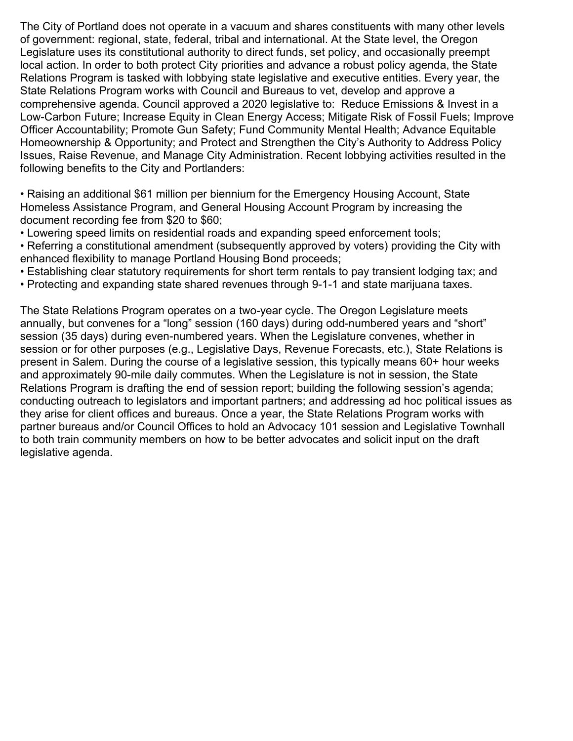The City of Portland does not operate in a vacuum and shares constituents with many other levels of government: regional, state, federal, tribal and international. At the State level, the Oregon Legislature uses its constitutional authority to direct funds, set policy, and occasionally preempt local action. In order to both protect City priorities and advance a robust policy agenda, the State Relations Program is tasked with lobbying state legislative and executive entities. Every year, the State Relations Program works with Council and Bureaus to vet, develop and approve a comprehensive agenda. Council approved a 2020 legislative to: Reduce Emissions & Invest in a Low-Carbon Future; Increase Equity in Clean Energy Access; Mitigate Risk of Fossil Fuels; Improve Officer Accountability; Promote Gun Safety; Fund Community Mental Health; Advance Equitable Homeownership & Opportunity; and Protect and Strengthen the City's Authority to Address Policy Issues, Raise Revenue, and Manage City Administration. Recent lobbying activities resulted in the following benefits to the City and Portlanders:

- Raising an additional $61 million per biennium for the Emergency Housing Account, State Homeless Assistance Program, and General Housing Account Program by increasing the document recording fee from $20 to $60;
- Lowering speed limits on residential roads and expanding speed enforcement tools;
- Referring a constitutional amendment (subsequently approved by voters) providing the City with enhanced flexibility to manage Portland Housing Bond proceeds;
- Establishing clear statutory requirements for short term rentals to pay transient lodging tax; and
- Protecting and expanding state shared revenues through 9-1-1 and state marijuana taxes.

The State Relations Program operates on a two-year cycle. The Oregon Legislature meets annually, but convenes for a "long" session (160 days) during odd-numbered years and "short" session (35 days) during even-numbered years. When the Legislature convenes, whether in session or for other purposes (e.g., Legislative Days, Revenue Forecasts, etc.), State Relations is present in Salem. During the course of a legislative session, this typically means 60+ hour weeks and approximately 90-mile daily commutes. When the Legislature is not in session, the State Relations Program is drafting the end of session report; building the following session's agenda; conducting outreach to legislators and important partners; and addressing ad hoc political issues as they arise for client offices and bureaus. Once a year, the State Relations Program works with partner bureaus and/or Council Offices to hold an Advocacy 101 session and Legislative Townhall to both train community members on how to be better advocates and solicit input on the draft legislative agenda.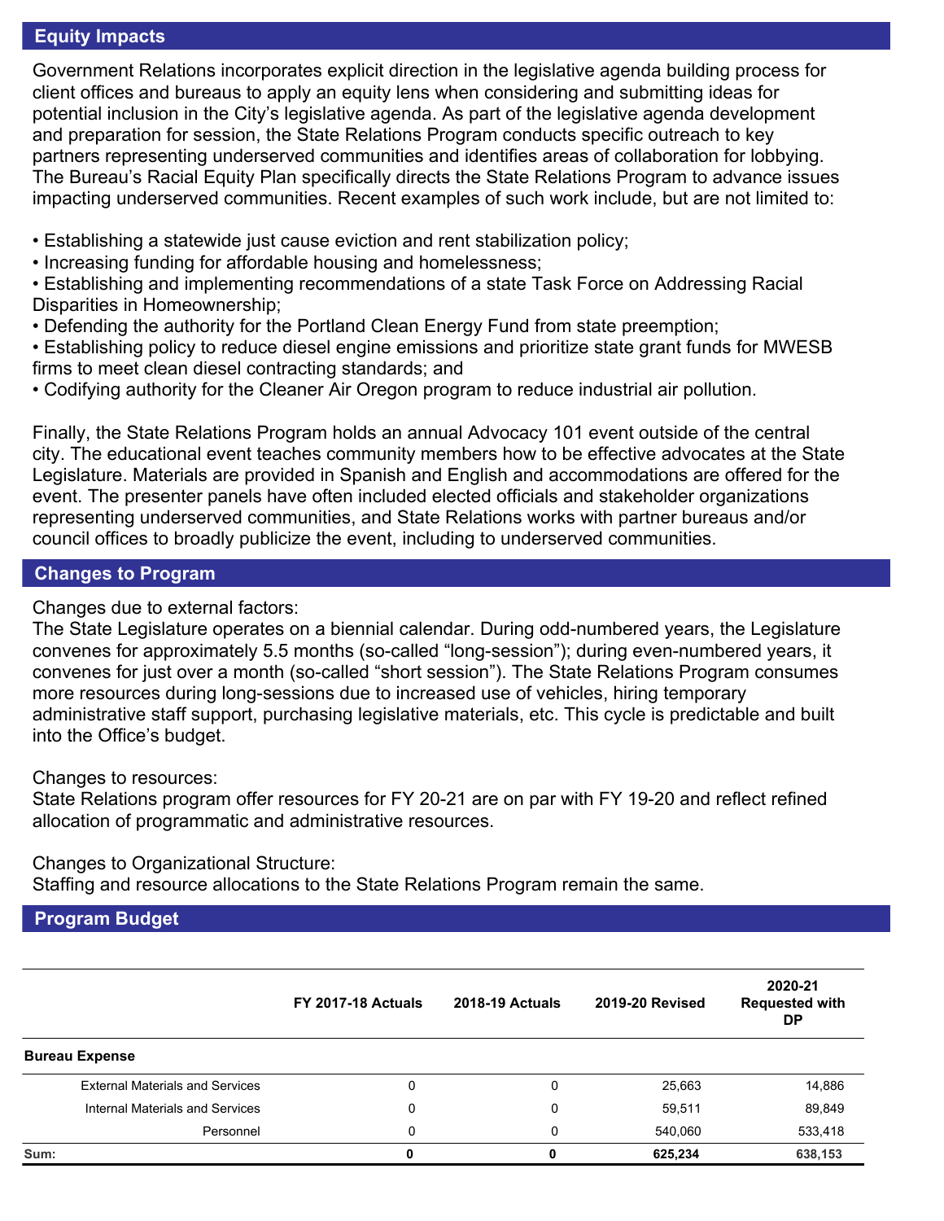## Equity Impacts

Government Relations incorporates explicit direction in the legislative agenda building process for client offices and bureaus to apply an equity lens when considering and submitting ideas for potential inclusion in the City's legislative agenda. As part of the legislative agenda development and preparation for session, the State Relations Program conducts specific outreach to key partners representing underserved communities and identifies areas of collaboration for lobbying. The Bureau's Racial Equity Plan specifically directs the State Relations Program to advance issues impacting underserved communities. Recent examples of such work include, but are not limited to:

- Establishing a statewide just cause eviction and rent stabilization policy;
- Increasing funding for affordable housing and homelessness;
- Establishing and implementing recommendations of a state Task Force on Addressing Racial Disparities in Homeownership;
- Defending the authority for the Portland Clean Energy Fund from state preemption;
- Establishing policy to reduce diesel engine emissions and prioritize state grant funds for MWESB firms to meet clean diesel contracting standards; and
- Codifying authority for the Cleaner Air Oregon program to reduce industrial air pollution.

Finally, the State Relations Program holds an annual Advocacy 101 event outside of the central city. The educational event teaches community members how to be effective advocates at the State Legislature. Materials are provided in Spanish and English and accommodations are offered for the event. The presenter panels have often included elected officials and stakeholder organizations representing underserved communities, and State Relations works with partner bureaus and/or council offices to broadly publicize the event, including to underserved communities.

## Changes to Program

Changes due to external factors:
The State Legislature operates on a biennial calendar. During odd-numbered years, the Legislature convenes for approximately 5.5 months (so-called "long-session"); during even-numbered years, it convenes for just over a month (so-called "short session"). The State Relations Program consumes more resources during long-sessions due to increased use of vehicles, hiring temporary administrative staff support, purchasing legislative materials, etc. This cycle is predictable and built into the Office's budget.

Changes to resources:
State Relations program offer resources for FY 20-21 are on par with FY 19-20 and reflect refined allocation of programmatic and administrative resources.

Changes to Organizational Structure:
Staffing and resource allocations to the State Relations Program remain the same.

## Program Budget

| | FY 2017-18 Actuals | 2018-19 Actuals | 2019-20 Revised | 2020-21 Requested with DP |
|---|---|---|---|---|
| **Bureau Expense** | | | | |
| External Materials and Services | 0 | 0 | 25,663 | 14,886 |
| Internal Materials and Services | 0 | 0 | 59,511 | 89,849 |
| Personnel | 0 | 0 | 540,060 | 533,418 |
| **Sum:** | **0** | **0** | **625,234** | **638,153** |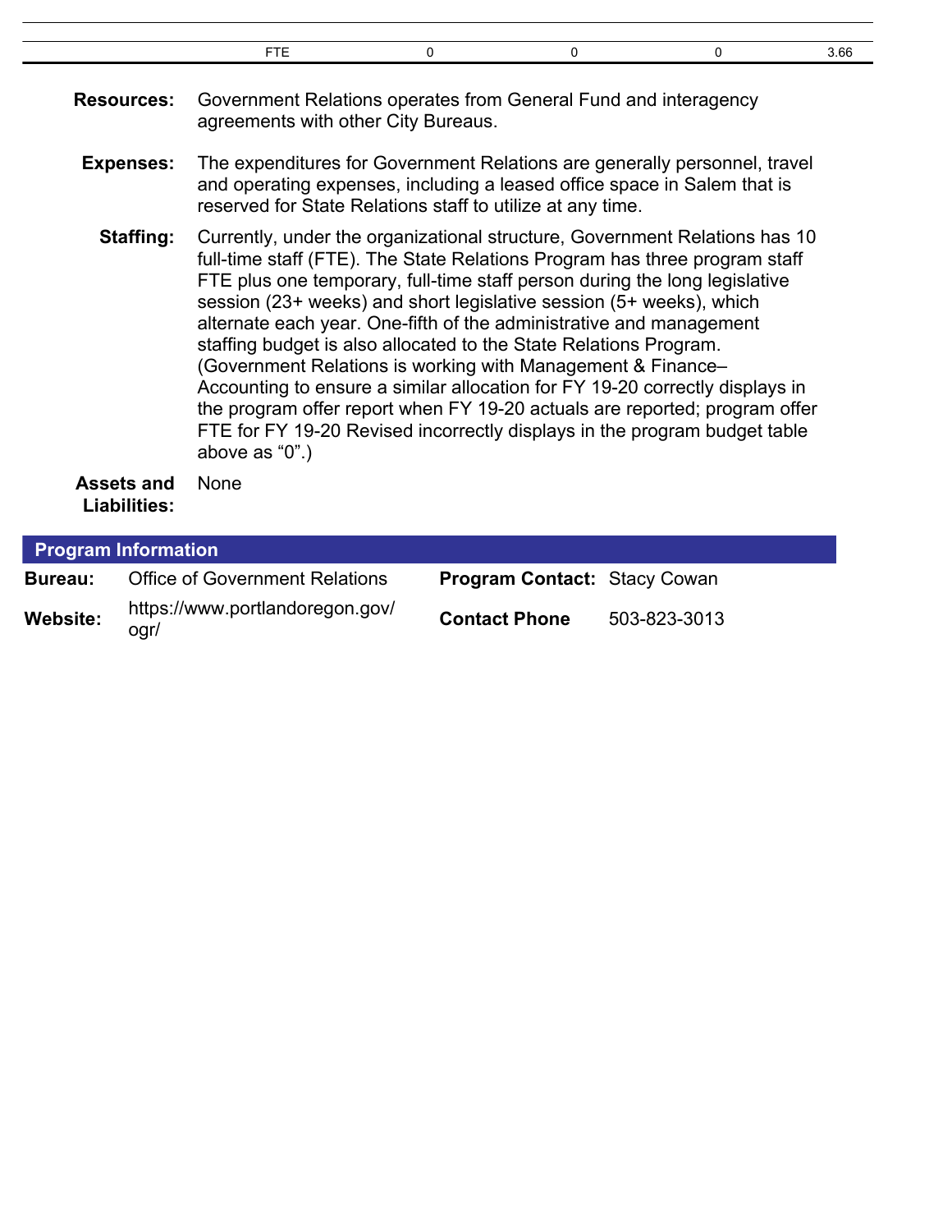|  | FTE | 0 | 0 | 0 | 3.66 |
|---|---|---|---|---|---|

**Resources:** Government Relations operates from General Fund and interagency agreements with other City Bureaus.

**Expenses:** The expenditures for Government Relations are generally personnel, travel and operating expenses, including a leased office space in Salem that is reserved for State Relations staff to utilize at any time.

**Staffing:** Currently, under the organizational structure, Government Relations has 10 full-time staff (FTE). The State Relations Program has three program staff FTE plus one temporary, full-time staff person during the long legislative session (23+ weeks) and short legislative session (5+ weeks), which alternate each year. One-fifth of the administrative and management staffing budget is also allocated to the State Relations Program. (Government Relations is working with Management & Finance–Accounting to ensure a similar allocation for FY 19-20 correctly displays in the program offer report when FY 19-20 actuals are reported; program offer FTE for FY 19-20 Revised incorrectly displays in the program budget table above as “0”.)

**Assets and Liabilities:** None

## Program Information

| | | | |
|---|---|---|---|
| **Bureau:** | Office of Government Relations | **Program Contact:** | Stacy Cowan |
| **Website:** | https://www.portlandoregon.gov/ogr/ | **Contact Phone** | 503-823-3013 |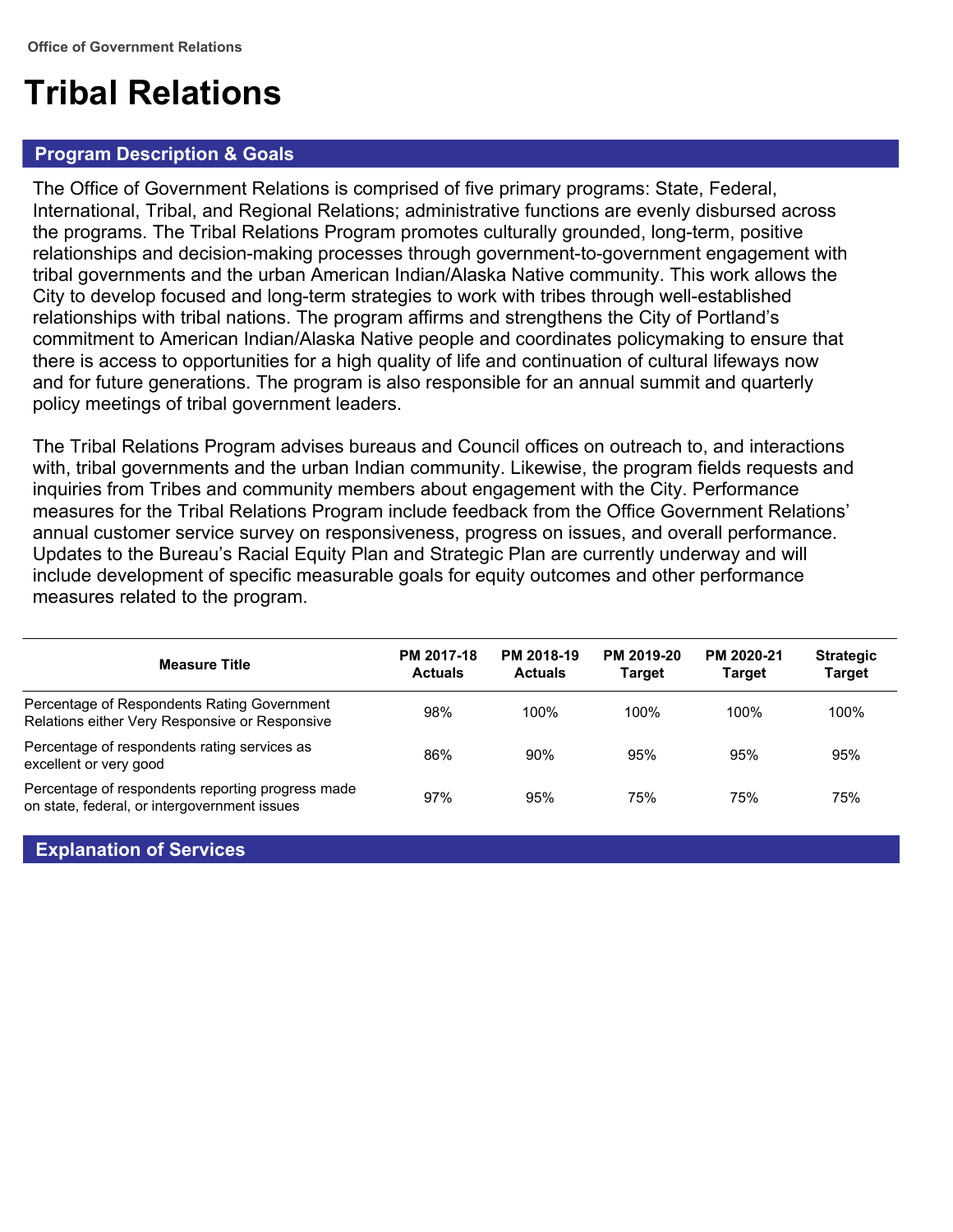Office of Government Relations

# Tribal Relations

## Program Description & Goals

The Office of Government Relations is comprised of five primary programs: State, Federal, International, Tribal, and Regional Relations; administrative functions are evenly disbursed across the programs. The Tribal Relations Program promotes culturally grounded, long-term, positive relationships and decision-making processes through government-to-government engagement with tribal governments and the urban American Indian/Alaska Native community. This work allows the City to develop focused and long-term strategies to work with tribes through well-established relationships with tribal nations. The program affirms and strengthens the City of Portland's commitment to American Indian/Alaska Native people and coordinates policymaking to ensure that there is access to opportunities for a high quality of life and continuation of cultural lifeways now and for future generations. The program is also responsible for an annual summit and quarterly policy meetings of tribal government leaders.

The Tribal Relations Program advises bureaus and Council offices on outreach to, and interactions with, tribal governments and the urban Indian community. Likewise, the program fields requests and inquiries from Tribes and community members about engagement with the City. Performance measures for the Tribal Relations Program include feedback from the Office Government Relations' annual customer service survey on responsiveness, progress on issues, and overall performance. Updates to the Bureau's Racial Equity Plan and Strategic Plan are currently underway and will include development of specific measurable goals for equity outcomes and other performance measures related to the program.

| Measure Title | PM 2017-18 Actuals | PM 2018-19 Actuals | PM 2019-20 Target | PM 2020-21 Target | Strategic Target |
|---|---|---|---|---|---|
| Percentage of Respondents Rating Government Relations either Very Responsive or Responsive | 98% | 100% | 100% | 100% | 100% |
| Percentage of respondents rating services as excellent or very good | 86% | 90% | 95% | 95% | 95% |
| Percentage of respondents reporting progress made on state, federal, or intergovernment issues | 97% | 95% | 75% | 75% | 75% |

## Explanation of Services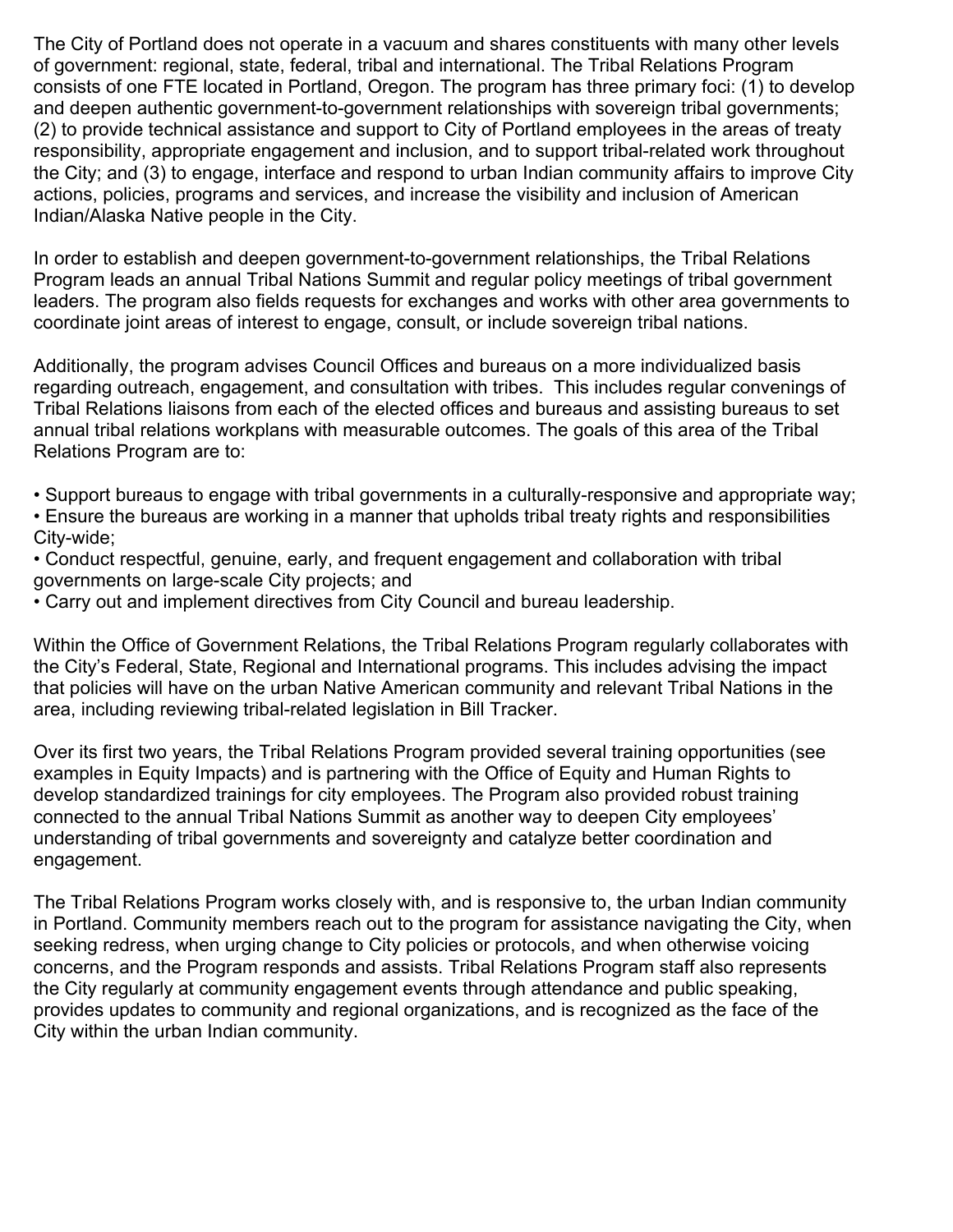The City of Portland does not operate in a vacuum and shares constituents with many other levels of government: regional, state, federal, tribal and international. The Tribal Relations Program consists of one FTE located in Portland, Oregon. The program has three primary foci: (1) to develop and deepen authentic government-to-government relationships with sovereign tribal governments; (2) to provide technical assistance and support to City of Portland employees in the areas of treaty responsibility, appropriate engagement and inclusion, and to support tribal-related work throughout the City; and (3) to engage, interface and respond to urban Indian community affairs to improve City actions, policies, programs and services, and increase the visibility and inclusion of American Indian/Alaska Native people in the City.

In order to establish and deepen government-to-government relationships, the Tribal Relations Program leads an annual Tribal Nations Summit and regular policy meetings of tribal government leaders. The program also fields requests for exchanges and works with other area governments to coordinate joint areas of interest to engage, consult, or include sovereign tribal nations.

Additionally, the program advises Council Offices and bureaus on a more individualized basis regarding outreach, engagement, and consultation with tribes. This includes regular convenings of Tribal Relations liaisons from each of the elected offices and bureaus and assisting bureaus to set annual tribal relations workplans with measurable outcomes. The goals of this area of the Tribal Relations Program are to:

- Support bureaus to engage with tribal governments in a culturally-responsive and appropriate way;
- Ensure the bureaus are working in a manner that upholds tribal treaty rights and responsibilities City-wide;
- Conduct respectful, genuine, early, and frequent engagement and collaboration with tribal governments on large-scale City projects; and
- Carry out and implement directives from City Council and bureau leadership.

Within the Office of Government Relations, the Tribal Relations Program regularly collaborates with the City's Federal, State, Regional and International programs. This includes advising the impact that policies will have on the urban Native American community and relevant Tribal Nations in the area, including reviewing tribal-related legislation in Bill Tracker.

Over its first two years, the Tribal Relations Program provided several training opportunities (see examples in Equity Impacts) and is partnering with the Office of Equity and Human Rights to develop standardized trainings for city employees. The Program also provided robust training connected to the annual Tribal Nations Summit as another way to deepen City employees' understanding of tribal governments and sovereignty and catalyze better coordination and engagement.

The Tribal Relations Program works closely with, and is responsive to, the urban Indian community in Portland. Community members reach out to the program for assistance navigating the City, when seeking redress, when urging change to City policies or protocols, and when otherwise voicing concerns, and the Program responds and assists. Tribal Relations Program staff also represents the City regularly at community engagement events through attendance and public speaking, provides updates to community and regional organizations, and is recognized as the face of the City within the urban Indian community.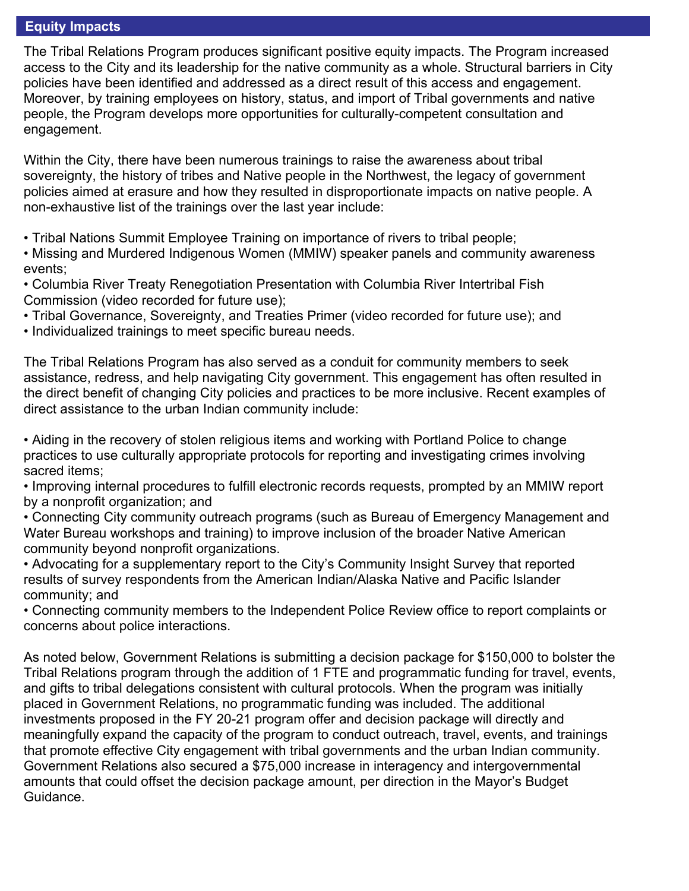## Equity Impacts

The Tribal Relations Program produces significant positive equity impacts. The Program increased access to the City and its leadership for the native community as a whole. Structural barriers in City policies have been identified and addressed as a direct result of this access and engagement. Moreover, by training employees on history, status, and import of Tribal governments and native people, the Program develops more opportunities for culturally-competent consultation and engagement.

Within the City, there have been numerous trainings to raise the awareness about tribal sovereignty, the history of tribes and Native people in the Northwest, the legacy of government policies aimed at erasure and how they resulted in disproportionate impacts on native people. A non-exhaustive list of the trainings over the last year include:

- Tribal Nations Summit Employee Training on importance of rivers to tribal people;
- Missing and Murdered Indigenous Women (MMIW) speaker panels and community awareness events;
- Columbia River Treaty Renegotiation Presentation with Columbia River Intertribal Fish Commission (video recorded for future use);
- Tribal Governance, Sovereignty, and Treaties Primer (video recorded for future use); and
- Individualized trainings to meet specific bureau needs.

The Tribal Relations Program has also served as a conduit for community members to seek assistance, redress, and help navigating City government. This engagement has often resulted in the direct benefit of changing City policies and practices to be more inclusive. Recent examples of direct assistance to the urban Indian community include:

- Aiding in the recovery of stolen religious items and working with Portland Police to change practices to use culturally appropriate protocols for reporting and investigating crimes involving sacred items;
- Improving internal procedures to fulfill electronic records requests, prompted by an MMIW report by a nonprofit organization; and
- Connecting City community outreach programs (such as Bureau of Emergency Management and Water Bureau workshops and training) to improve inclusion of the broader Native American community beyond nonprofit organizations.
- Advocating for a supplementary report to the City's Community Insight Survey that reported results of survey respondents from the American Indian/Alaska Native and Pacific Islander community; and
- Connecting community members to the Independent Police Review office to report complaints or concerns about police interactions.

As noted below, Government Relations is submitting a decision package for $150,000 to bolster the Tribal Relations program through the addition of 1 FTE and programmatic funding for travel, events, and gifts to tribal delegations consistent with cultural protocols. When the program was initially placed in Government Relations, no programmatic funding was included. The additional investments proposed in the FY 20-21 program offer and decision package will directly and meaningfully expand the capacity of the program to conduct outreach, travel, events, and trainings that promote effective City engagement with tribal governments and the urban Indian community. Government Relations also secured a $75,000 increase in interagency and intergovernmental amounts that could offset the decision package amount, per direction in the Mayor's Budget Guidance.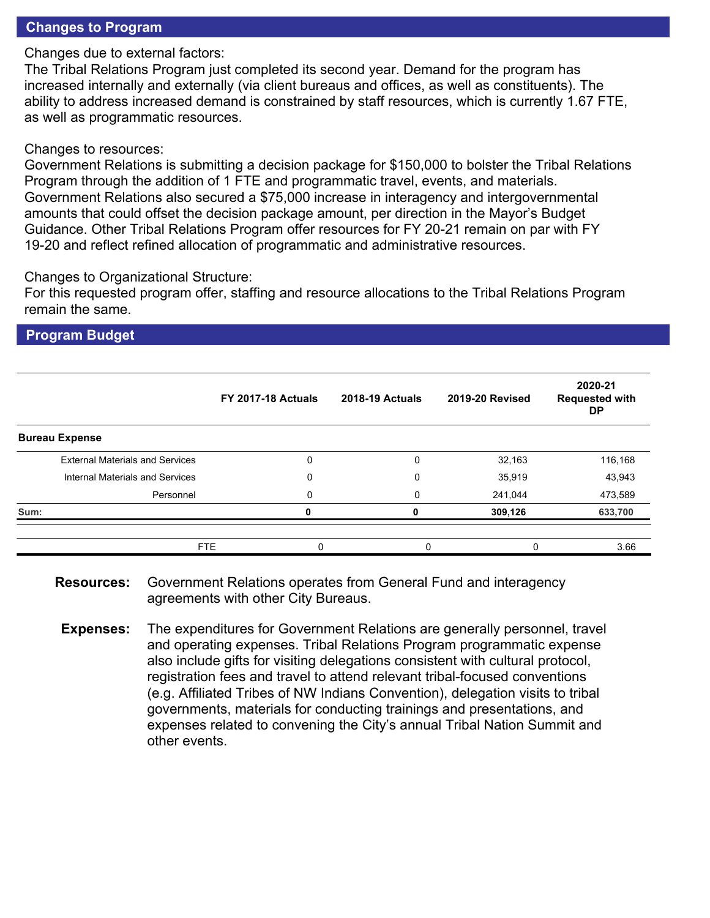## Changes to Program

Changes due to external factors:
The Tribal Relations Program just completed its second year. Demand for the program has increased internally and externally (via client bureaus and offices, as well as constituents). The ability to address increased demand is constrained by staff resources, which is currently 1.67 FTE, as well as programmatic resources.

Changes to resources:
Government Relations is submitting a decision package for $150,000 to bolster the Tribal Relations Program through the addition of 1 FTE and programmatic travel, events, and materials. Government Relations also secured a $75,000 increase in interagency and intergovernmental amounts that could offset the decision package amount, per direction in the Mayor's Budget Guidance. Other Tribal Relations Program offer resources for FY 20-21 remain on par with FY 19-20 and reflect refined allocation of programmatic and administrative resources.

Changes to Organizational Structure:
For this requested program offer, staffing and resource allocations to the Tribal Relations Program remain the same.

## Program Budget

| | FY 2017-18 Actuals | 2018-19 Actuals | 2019-20 Revised | 2020-21 Requested with DP |
|---|---|---|---|---|
| **Bureau Expense** | | | | |
| External Materials and Services | 0 | 0 | 32,163 | 116,168 |
| Internal Materials and Services | 0 | 0 | 35,919 | 43,943 |
| Personnel | 0 | 0 | 241,044 | 473,589 |
| **Sum:** | **0** | **0** | **309,126** | **633,700** |
| FTE | 0 | 0 | 0 | 3.66 |

**Resources:** Government Relations operates from General Fund and interagency agreements with other City Bureaus.

**Expenses:** The expenditures for Government Relations are generally personnel, travel and operating expenses. Tribal Relations Program programmatic expense also include gifts for visiting delegations consistent with cultural protocol, registration fees and travel to attend relevant tribal-focused conventions (e.g. Affiliated Tribes of NW Indians Convention), delegation visits to tribal governments, materials for conducting trainings and presentations, and expenses related to convening the City's annual Tribal Nation Summit and other events.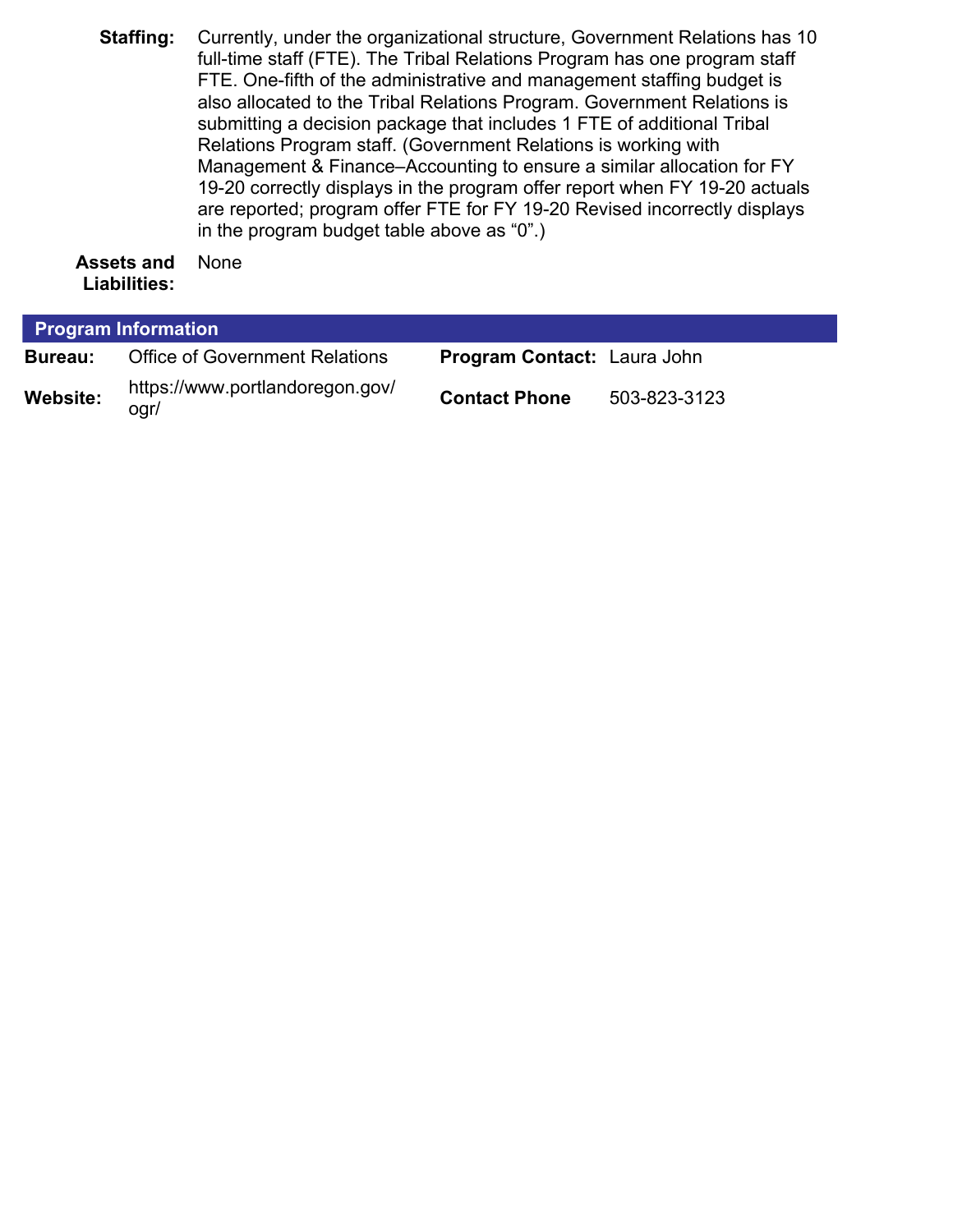**Staffing:** Currently, under the organizational structure, Government Relations has 10 full-time staff (FTE). The Tribal Relations Program has one program staff FTE. One-fifth of the administrative and management staffing budget is also allocated to the Tribal Relations Program. Government Relations is submitting a decision package that includes 1 FTE of additional Tribal Relations Program staff. (Government Relations is working with Management & Finance–Accounting to ensure a similar allocation for FY 19-20 correctly displays in the program offer report when FY 19-20 actuals are reported; program offer FTE for FY 19-20 Revised incorrectly displays in the program budget table above as “0”.)

**Assets and Liabilities:** None

## Program Information

| | | | |
|---|---|---|---|
| **Bureau:** | Office of Government Relations | **Program Contact:** | Laura John |
| **Website:** | https://www.portlandoregon.gov/ogr/ | **Contact Phone** | 503-823-3123 |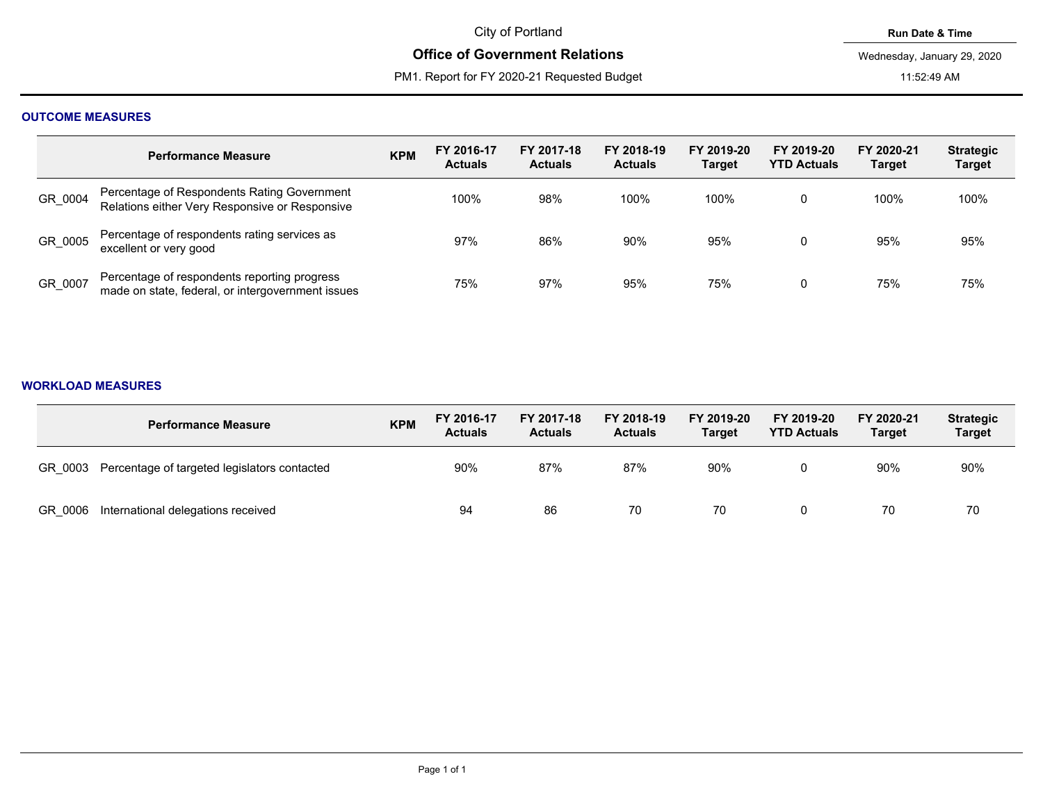City of Portland

# Office of Government Relations

PM1. Report for FY 2020-21 Requested Budget

**Run Date & Time**

Wednesday, January 29, 2020

11:52:49 AM

## OUTCOME MEASURES

| | Performance Measure | KPM | FY 2016-17 Actuals | FY 2017-18 Actuals | FY 2018-19 Actuals | FY 2019-20 Target | FY 2019-20 YTD Actuals | FY 2020-21 Target | Strategic Target |
|---|---|---|---|---|---|---|---|---|---|
| GR_0004 | Percentage of Respondents Rating Government Relations either Very Responsive or Responsive | | 100% | 98% | 100% | 100% | 0 | 100% | 100% |
| GR_0005 | Percentage of respondents rating services as excellent or very good | | 97% | 86% | 90% | 95% | 0 | 95% | 95% |
| GR_0007 | Percentage of respondents reporting progress made on state, federal, or intergovernment issues | | 75% | 97% | 95% | 75% | 0 | 75% | 75% |

## WORKLOAD MEASURES

| | Performance Measure | KPM | FY 2016-17 Actuals | FY 2017-18 Actuals | FY 2018-19 Actuals | FY 2019-20 Target | FY 2019-20 YTD Actuals | FY 2020-21 Target | Strategic Target |
|---|---|---|---|---|---|---|---|---|---|
| GR_0003 | Percentage of targeted legislators contacted | | 90% | 87% | 87% | 90% | 0 | 90% | 90% |
| GR_0006 | International delegations received | | 94 | 86 | 70 | 70 | 0 | 70 | 70 |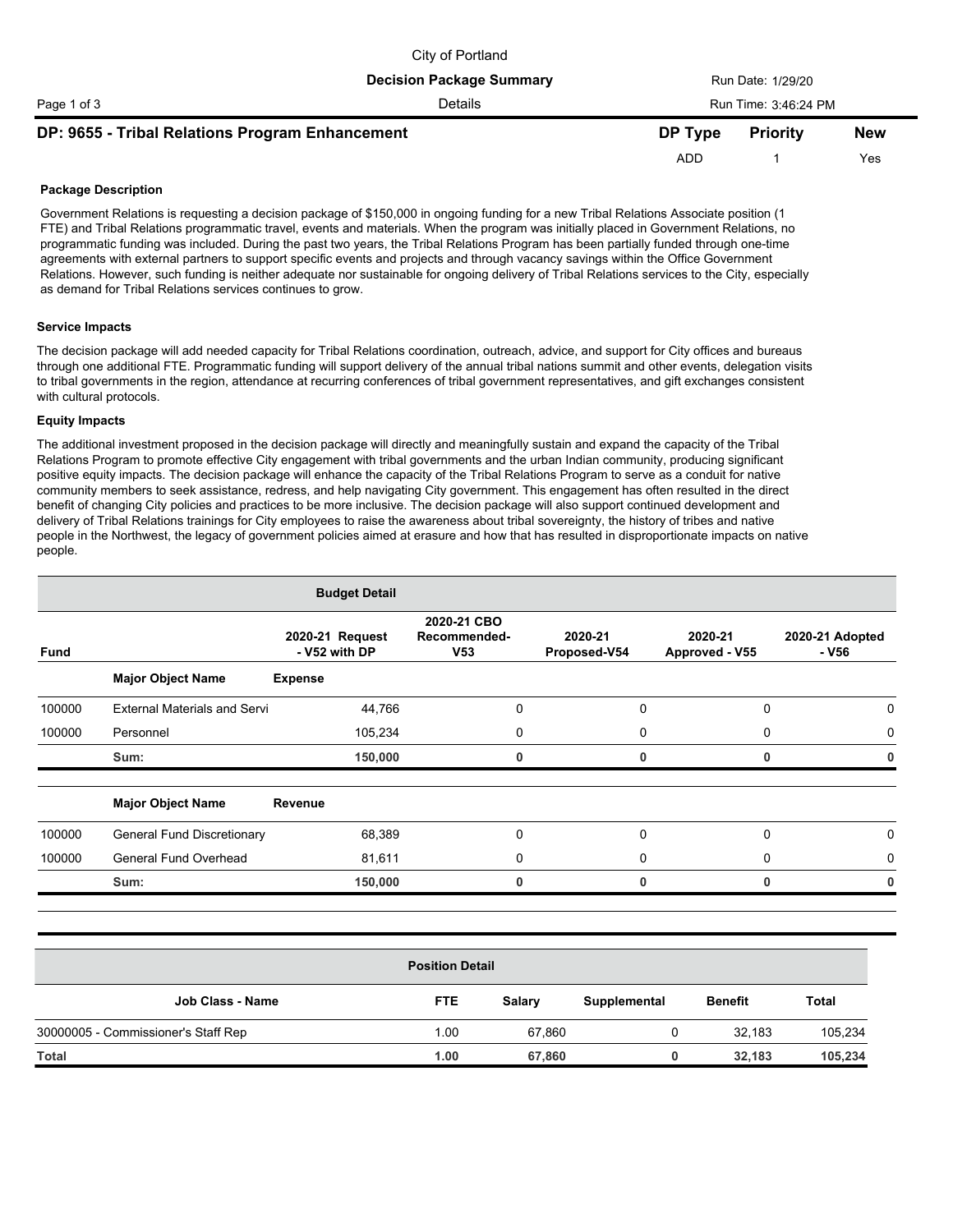City of Portland

**Decision Package Summary**

Details

Run Date: 1/29/20

Run Time: 3:46:24 PM

## DP: 9655 - Tribal Relations Program Enhancement

| DP Type | Priority | New |
|---|---|---|
| ADD | 1 | Yes |

### Package Description

Government Relations is requesting a decision package of $150,000 in ongoing funding for a new Tribal Relations Associate position (1 FTE) and Tribal Relations programmatic travel, events and materials. When the program was initially placed in Government Relations, no programmatic funding was included. During the past two years, the Tribal Relations Program has been partially funded through one-time agreements with external partners to support specific events and projects and through vacancy savings within the Office Government Relations. However, such funding is neither adequate nor sustainable for ongoing delivery of Tribal Relations services to the City, especially as demand for Tribal Relations services continues to grow.

### Service Impacts

The decision package will add needed capacity for Tribal Relations coordination, outreach, advice, and support for City offices and bureaus through one additional FTE. Programmatic funding will support delivery of the annual tribal nations summit and other events, delegation visits to tribal governments in the region, attendance at recurring conferences of tribal government representatives, and gift exchanges consistent with cultural protocols.

### Equity Impacts

The additional investment proposed in the decision package will directly and meaningfully sustain and expand the capacity of the Tribal Relations Program to promote effective City engagement with tribal governments and the urban Indian community, producing significant positive equity impacts. The decision package will enhance the capacity of the Tribal Relations Program to serve as a conduit for native community members to seek assistance, redress, and help navigating City government. This engagement has often resulted in the direct benefit of changing City policies and practices to be more inclusive. The decision package will also support continued development and delivery of Tribal Relations trainings for City employees to raise the awareness about tribal sovereignty, the history of tribes and native people in the Northwest, the legacy of government policies aimed at erasure and how that has resulted in disproportionate impacts on native people.

### Budget Detail

| Fund | Major Object Name | 2020-21 Request - V52 with DP | 2020-21 CBO Recommended-V53 | 2020-21 Proposed-V54 | 2020-21 Approved - V55 | 2020-21 Adopted - V56 |
|---|---|---|---|---|---|---|
| | **Expense** | | | | | |
| 100000 | External Materials and Servi | 44,766 | 0 | 0 | 0 | 0 |
| 100000 | Personnel | 105,234 | 0 | 0 | 0 | 0 |
| | **Sum:** | **150,000** | **0** | **0** | **0** | **0** |
| | **Revenue** | | | | | |
| 100000 | General Fund Discretionary | 68,389 | 0 | 0 | 0 | 0 |
| 100000 | General Fund Overhead | 81,611 | 0 | 0 | 0 | 0 |
| | **Sum:** | **150,000** | **0** | **0** | **0** | **0** |

### Position Detail

| Job Class - Name | FTE | Salary | Supplemental | Benefit | Total |
|---|---|---|---|---|---|
| 30000005 - Commissioner's Staff Rep | 1.00 | 67,860 | 0 | 32,183 | 105,234 |
| **Total** | **1.00** | **67,860** | **0** | **32,183** | **105,234** |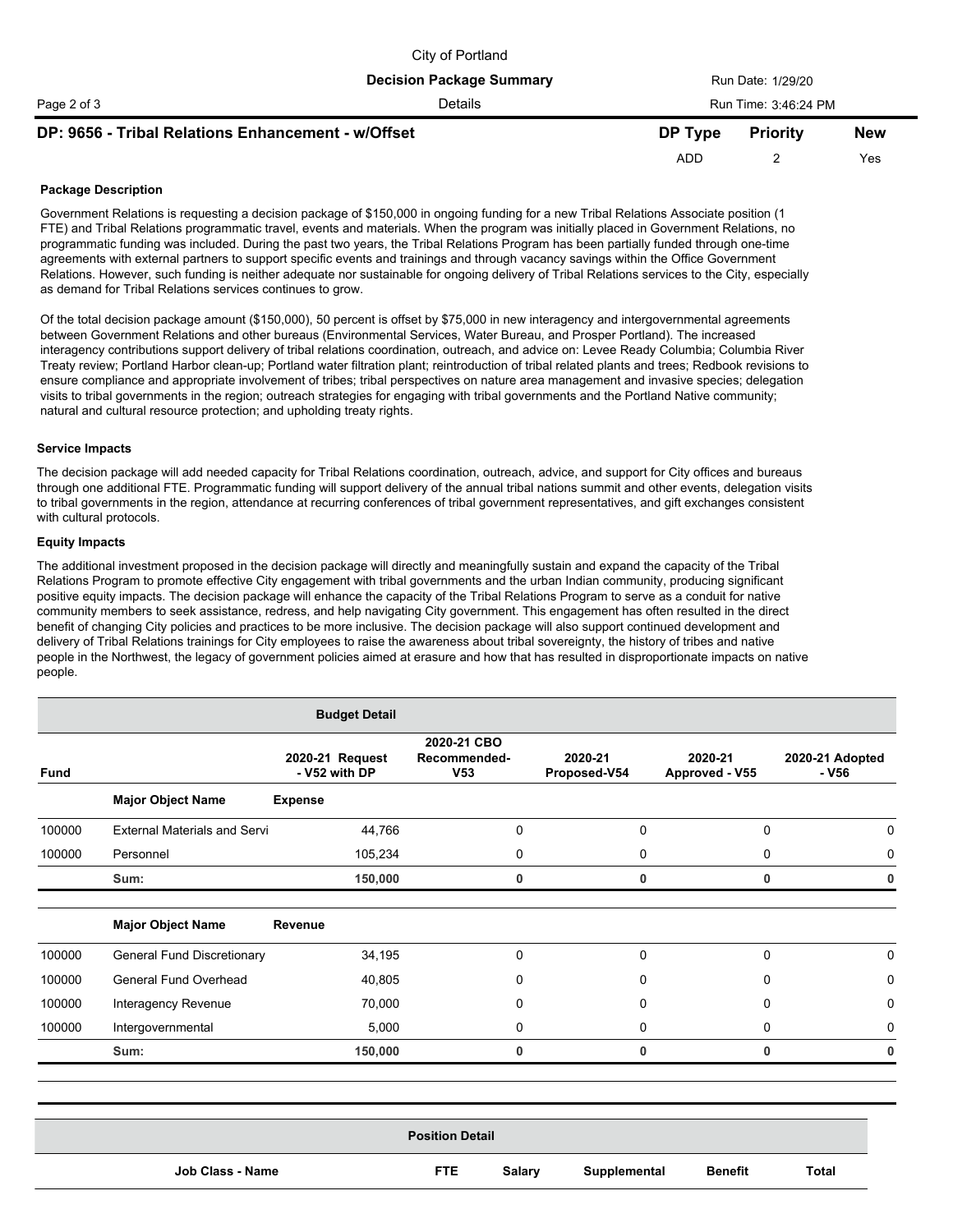City of Portland

**Decision Package Summary** Run Date: 1/29/20

Details Run Time: 3:46:24 PM

## DP: 9656 - Tribal Relations Enhancement - w/Offset

| DP Type | Priority | New |
|---|---|---|
| ADD | 2 | Yes |

**Package Description**

Government Relations is requesting a decision package of $150,000 in ongoing funding for a new Tribal Relations Associate position (1 FTE) and Tribal Relations programmatic travel, events and materials. When the program was initially placed in Government Relations, no programmatic funding was included. During the past two years, the Tribal Relations Program has been partially funded through one-time agreements with external partners to support specific events and trainings and through vacancy savings within the Office Government Relations. However, such funding is neither adequate nor sustainable for ongoing delivery of Tribal Relations services to the City, especially as demand for Tribal Relations services continues to grow.

Of the total decision package amount ($150,000), 50 percent is offset by $75,000 in new interagency and intergovernmental agreements between Government Relations and other bureaus (Environmental Services, Water Bureau, and Prosper Portland). The increased interagency contributions support delivery of tribal relations coordination, outreach, and advice on: Levee Ready Columbia; Columbia River Treaty review; Portland Harbor clean-up; Portland water filtration plant; reintroduction of tribal related plants and trees; Redbook revisions to ensure compliance and appropriate involvement of tribes; tribal perspectives on nature area management and invasive species; delegation visits to tribal governments in the region; outreach strategies for engaging with tribal governments and the Portland Native community; natural and cultural resource protection; and upholding treaty rights.

**Service Impacts**

The decision package will add needed capacity for Tribal Relations coordination, outreach, advice, and support for City offices and bureaus through one additional FTE. Programmatic funding will support delivery of the annual tribal nations summit and other events, delegation visits to tribal governments in the region, attendance at recurring conferences of tribal government representatives, and gift exchanges consistent with cultural protocols.

**Equity Impacts**

The additional investment proposed in the decision package will directly and meaningfully sustain and expand the capacity of the Tribal Relations Program to promote effective City engagement with tribal governments and the urban Indian community, producing significant positive equity impacts. The decision package will enhance the capacity of the Tribal Relations Program to serve as a conduit for native community members to seek assistance, redress, and help navigating City government. This engagement has often resulted in the direct benefit of changing City policies and practices to be more inclusive. The decision package will also support continued development and delivery of Tribal Relations trainings for City employees to raise the awareness about tribal sovereignty, the history of tribes and native people in the Northwest, the legacy of government policies aimed at erasure and how that has resulted in disproportionate impacts on native people.

**Budget Detail**

| Fund | | 2020-21 Request - V52 with DP | 2020-21 CBO Recommended-V53 | 2020-21 Proposed-V54 | 2020-21 Approved - V55 | 2020-21 Adopted - V56 |
|---|---|---|---|---|---|---|
| | **Major Object Name** | **Expense** | | | | |
| 100000 | External Materials and Servi | 44,766 | 0 | 0 | 0 | 0 |
| 100000 | Personnel | 105,234 | 0 | 0 | 0 | 0 |
| | **Sum:** | **150,000** | **0** | **0** | **0** | **0** |
| | **Major Object Name** | **Revenue** | | | | |
| 100000 | General Fund Discretionary | 34,195 | 0 | 0 | 0 | 0 |
| 100000 | General Fund Overhead | 40,805 | 0 | 0 | 0 | 0 |
| 100000 | Interagency Revenue | 70,000 | 0 | 0 | 0 | 0 |
| 100000 | Intergovernmental | 5,000 | 0 | 0 | 0 | 0 |
| | **Sum:** | **150,000** | **0** | **0** | **0** | **0** |

**Position Detail**

| Job Class - Name | FTE | Salary | Supplemental | Benefit | Total |
|---|---|---|---|---|---|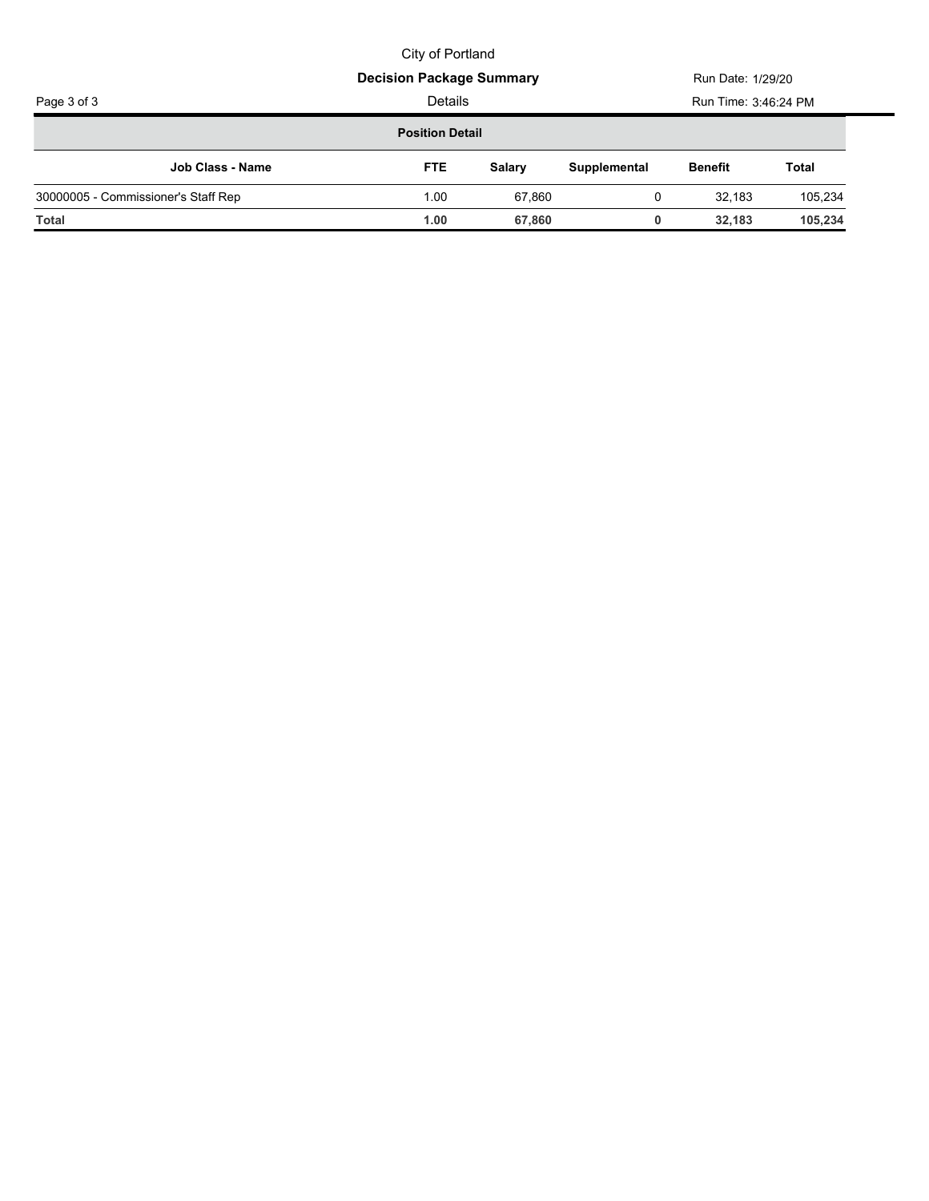City of Portland

**Decision Package Summary**

Details

Run Date: 1/29/20

Run Time: 3:46:24 PM

**Position Detail**

| Job Class - Name | FTE | Salary | Supplemental | Benefit | Total |
|---|---|---|---|---|---|
| 30000005 - Commissioner's Staff Rep | 1.00 | 67,860 | 0 | 32,183 | 105,234 |
| **Total** | **1.00** | **67,860** | **0** | **32,183** | **105,234** |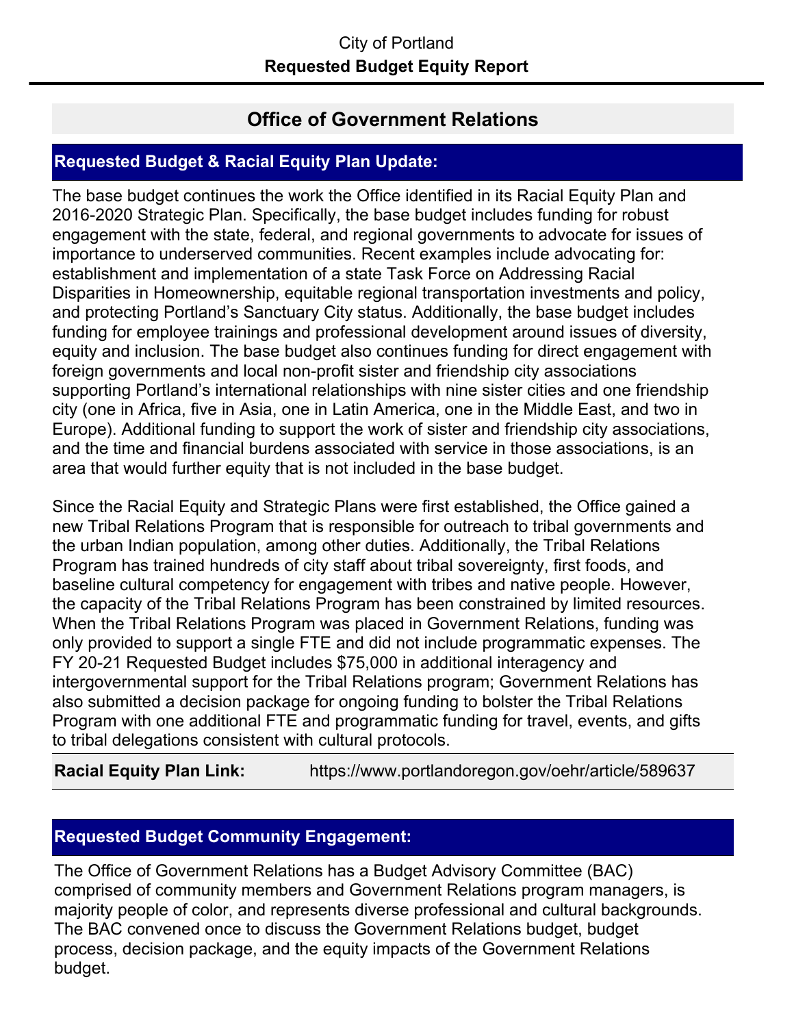City of Portland

**Requested Budget Equity Report**

# Office of Government Relations

## Requested Budget & Racial Equity Plan Update:

The base budget continues the work the Office identified in its Racial Equity Plan and 2016-2020 Strategic Plan. Specifically, the base budget includes funding for robust engagement with the state, federal, and regional governments to advocate for issues of importance to underserved communities. Recent examples include advocating for: establishment and implementation of a state Task Force on Addressing Racial Disparities in Homeownership, equitable regional transportation investments and policy, and protecting Portland's Sanctuary City status. Additionally, the base budget includes funding for employee trainings and professional development around issues of diversity, equity and inclusion. The base budget also continues funding for direct engagement with foreign governments and local non-profit sister and friendship city associations supporting Portland's international relationships with nine sister cities and one friendship city (one in Africa, five in Asia, one in Latin America, one in the Middle East, and two in Europe). Additional funding to support the work of sister and friendship city associations, and the time and financial burdens associated with service in those associations, is an area that would further equity that is not included in the base budget.

Since the Racial Equity and Strategic Plans were first established, the Office gained a new Tribal Relations Program that is responsible for outreach to tribal governments and the urban Indian population, among other duties. Additionally, the Tribal Relations Program has trained hundreds of city staff about tribal sovereignty, first foods, and baseline cultural competency for engagement with tribes and native people. However, the capacity of the Tribal Relations Program has been constrained by limited resources. When the Tribal Relations Program was placed in Government Relations, funding was only provided to support a single FTE and did not include programmatic expenses. The FY 20-21 Requested Budget includes $75,000 in additional interagency and intergovernmental support for the Tribal Relations program; Government Relations has also submitted a decision package for ongoing funding to bolster the Tribal Relations Program with one additional FTE and programmatic funding for travel, events, and gifts to tribal delegations consistent with cultural protocols.

**Racial Equity Plan Link:** https://www.portlandoregon.gov/oehr/article/589637

## Requested Budget Community Engagement:

The Office of Government Relations has a Budget Advisory Committee (BAC) comprised of community members and Government Relations program managers, is majority people of color, and represents diverse professional and cultural backgrounds. The BAC convened once to discuss the Government Relations budget, budget process, decision package, and the equity impacts of the Government Relations budget.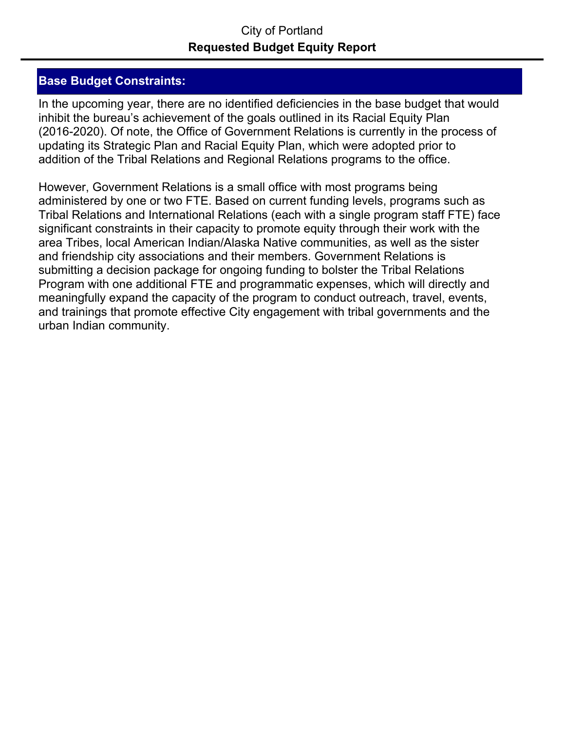City of Portland

**Requested Budget Equity Report**

## Base Budget Constraints:

In the upcoming year, there are no identified deficiencies in the base budget that would inhibit the bureau's achievement of the goals outlined in its Racial Equity Plan (2016-2020). Of note, the Office of Government Relations is currently in the process of updating its Strategic Plan and Racial Equity Plan, which were adopted prior to addition of the Tribal Relations and Regional Relations programs to the office.

However, Government Relations is a small office with most programs being administered by one or two FTE. Based on current funding levels, programs such as Tribal Relations and International Relations (each with a single program staff FTE) face significant constraints in their capacity to promote equity through their work with the area Tribes, local American Indian/Alaska Native communities, as well as the sister and friendship city associations and their members. Government Relations is submitting a decision package for ongoing funding to bolster the Tribal Relations Program with one additional FTE and programmatic expenses, which will directly and meaningfully expand the capacity of the program to conduct outreach, travel, events, and trainings that promote effective City engagement with tribal governments and the urban Indian community.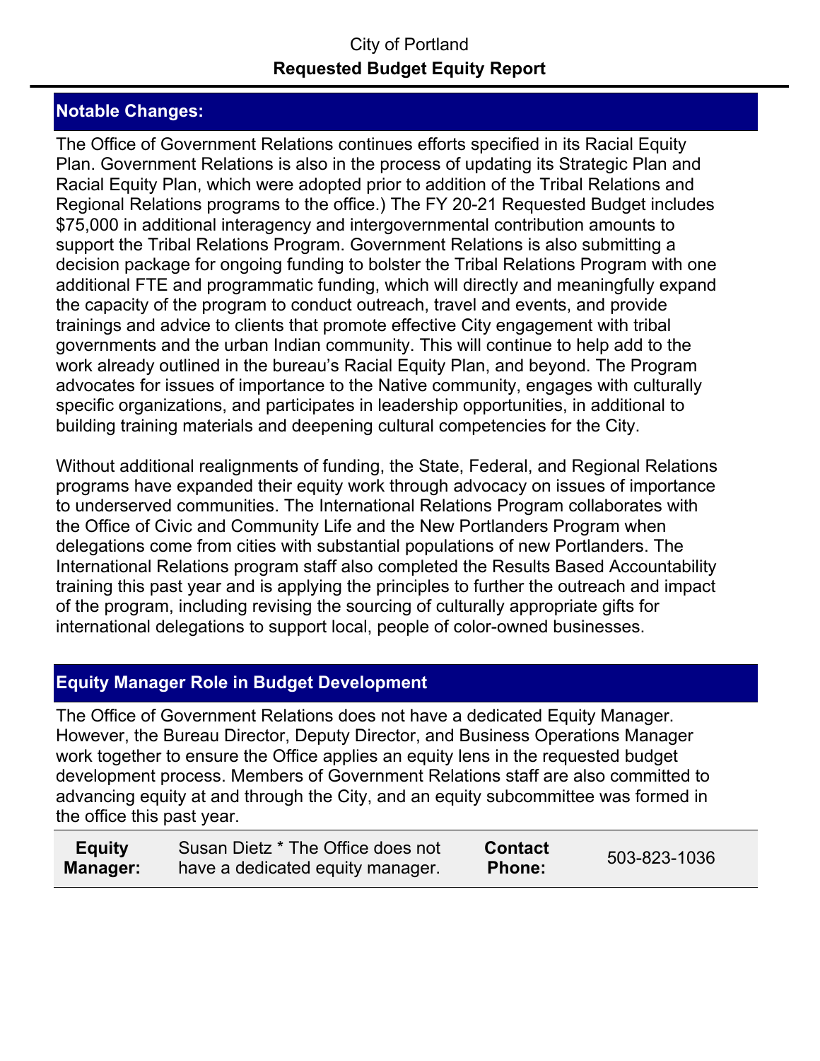City of Portland

**Requested Budget Equity Report**

## Notable Changes:

The Office of Government Relations continues efforts specified in its Racial Equity Plan. Government Relations is also in the process of updating its Strategic Plan and Racial Equity Plan, which were adopted prior to addition of the Tribal Relations and Regional Relations programs to the office.) The FY 20-21 Requested Budget includes $75,000 in additional interagency and intergovernmental contribution amounts to support the Tribal Relations Program. Government Relations is also submitting a decision package for ongoing funding to bolster the Tribal Relations Program with one additional FTE and programmatic funding, which will directly and meaningfully expand the capacity of the program to conduct outreach, travel and events, and provide trainings and advice to clients that promote effective City engagement with tribal governments and the urban Indian community. This will continue to help add to the work already outlined in the bureau's Racial Equity Plan, and beyond. The Program advocates for issues of importance to the Native community, engages with culturally specific organizations, and participates in leadership opportunities, in additional to building training materials and deepening cultural competencies for the City.

Without additional realignments of funding, the State, Federal, and Regional Relations programs have expanded their equity work through advocacy on issues of importance to underserved communities. The International Relations Program collaborates with the Office of Civic and Community Life and the New Portlanders Program when delegations come from cities with substantial populations of new Portlanders. The International Relations program staff also completed the Results Based Accountability training this past year and is applying the principles to further the outreach and impact of the program, including revising the sourcing of culturally appropriate gifts for international delegations to support local, people of color-owned businesses.

## Equity Manager Role in Budget Development

The Office of Government Relations does not have a dedicated Equity Manager. However, the Bureau Director, Deputy Director, and Business Operations Manager work together to ensure the Office applies an equity lens in the requested budget development process. Members of Government Relations staff are also committed to advancing equity at and through the City, and an equity subcommittee was formed in the office this past year.

| **Equity Manager:** | Susan Dietz * The Office does not have a dedicated equity manager. | **Contact Phone:** | 503-823-1036 |
|---|---|---|---|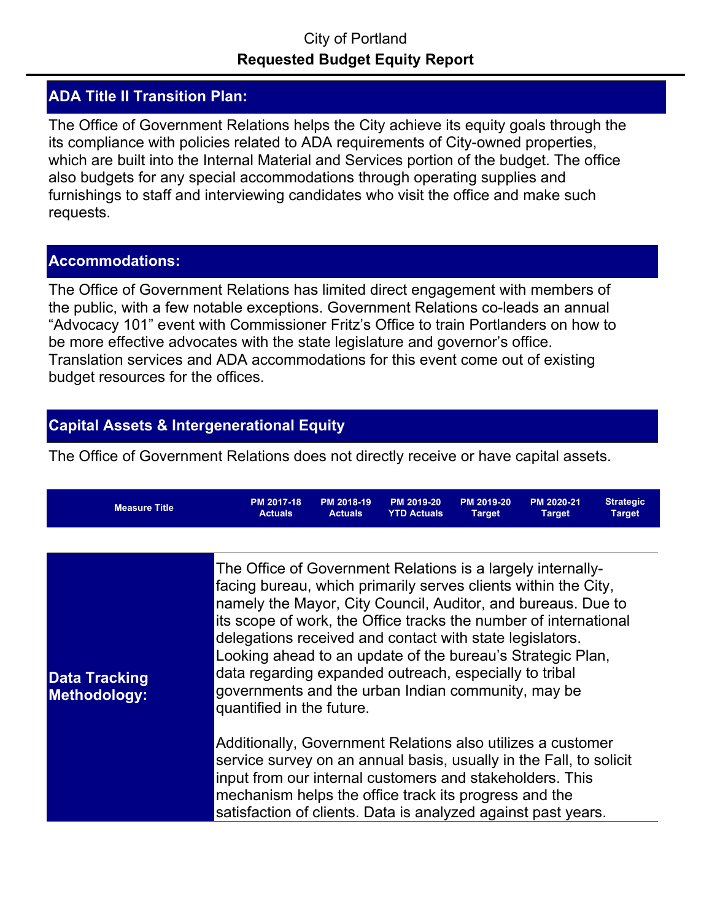City of Portland

**Requested Budget Equity Report**

## ADA Title II Transition Plan:

The Office of Government Relations helps the City achieve its equity goals through the its compliance with policies related to ADA requirements of City-owned properties, which are built into the Internal Material and Services portion of the budget. The office also budgets for any special accommodations through operating supplies and furnishings to staff and interviewing candidates who visit the office and make such requests.

## Accommodations:

The Office of Government Relations has limited direct engagement with members of the public, with a few notable exceptions. Government Relations co-leads an annual "Advocacy 101" event with Commissioner Fritz's Office to train Portlanders on how to be more effective advocates with the state legislature and governor's office. Translation services and ADA accommodations for this event come out of existing budget resources for the offices.

## Capital Assets & Intergenerational Equity

The Office of Government Relations does not directly receive or have capital assets.

| Measure Title | PM 2017-18 Actuals | PM 2018-19 Actuals | PM 2019-20 YTD Actuals | PM 2019-20 Target | PM 2020-21 Target | Strategic Target |
|---|---|---|---|---|---|---|

**Data Tracking Methodology:**

The Office of Government Relations is a largely internally-facing bureau, which primarily serves clients within the City, namely the Mayor, City Council, Auditor, and bureaus. Due to its scope of work, the Office tracks the number of international delegations received and contact with state legislators. Looking ahead to an update of the bureau's Strategic Plan, data regarding expanded outreach, especially to tribal governments and the urban Indian community, may be quantified in the future.

Additionally, Government Relations also utilizes a customer service survey on an annual basis, usually in the Fall, to solicit input from our internal customers and stakeholders. This mechanism helps the office track its progress and the satisfaction of clients. Data is analyzed against past years.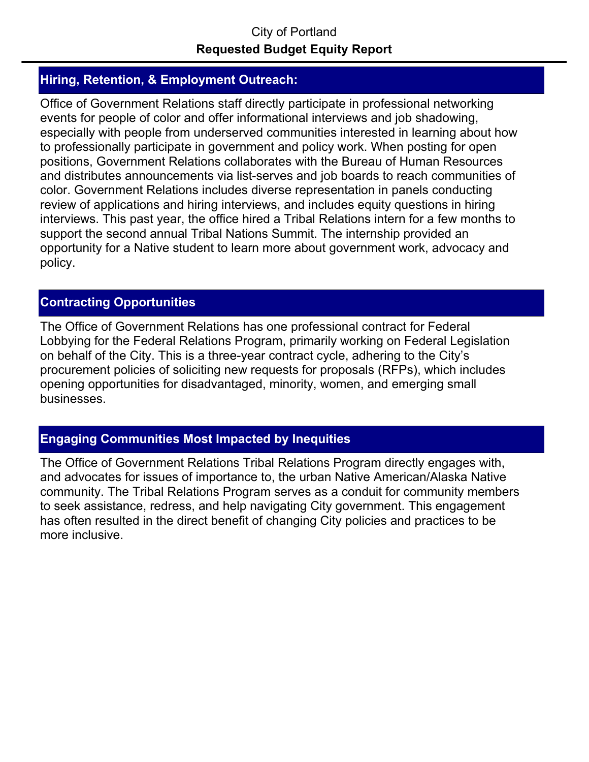City of Portland

**Requested Budget Equity Report**

## Hiring, Retention, & Employment Outreach:

Office of Government Relations staff directly participate in professional networking events for people of color and offer informational interviews and job shadowing, especially with people from underserved communities interested in learning about how to professionally participate in government and policy work. When posting for open positions, Government Relations collaborates with the Bureau of Human Resources and distributes announcements via list-serves and job boards to reach communities of color. Government Relations includes diverse representation in panels conducting review of applications and hiring interviews, and includes equity questions in hiring interviews. This past year, the office hired a Tribal Relations intern for a few months to support the second annual Tribal Nations Summit. The internship provided an opportunity for a Native student to learn more about government work, advocacy and policy.

## Contracting Opportunities

The Office of Government Relations has one professional contract for Federal Lobbying for the Federal Relations Program, primarily working on Federal Legislation on behalf of the City. This is a three-year contract cycle, adhering to the City's procurement policies of soliciting new requests for proposals (RFPs), which includes opening opportunities for disadvantaged, minority, women, and emerging small businesses.

## Engaging Communities Most Impacted by Inequities

The Office of Government Relations Tribal Relations Program directly engages with, and advocates for issues of importance to, the urban Native American/Alaska Native community. The Tribal Relations Program serves as a conduit for community members to seek assistance, redress, and help navigating City government. This engagement has often resulted in the direct benefit of changing City policies and practices to be more inclusive.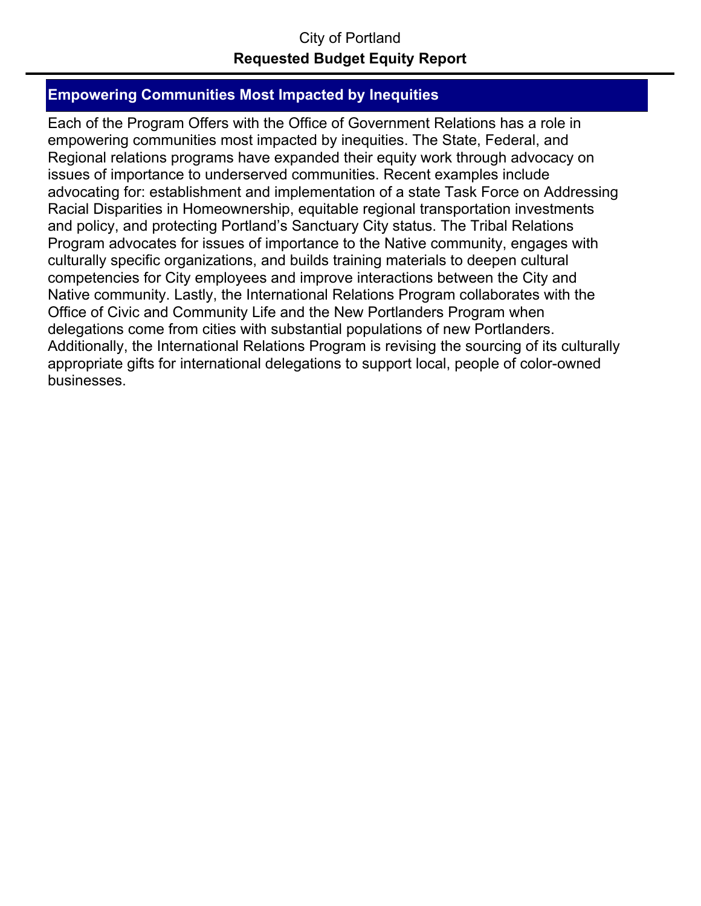## Empowering Communities Most Impacted by Inequities

Each of the Program Offers with the Office of Government Relations has a role in empowering communities most impacted by inequities. The State, Federal, and Regional relations programs have expanded their equity work through advocacy on issues of importance to underserved communities. Recent examples include advocating for: establishment and implementation of a state Task Force on Addressing Racial Disparities in Homeownership, equitable regional transportation investments and policy, and protecting Portland's Sanctuary City status. The Tribal Relations Program advocates for issues of importance to the Native community, engages with culturally specific organizations, and builds training materials to deepen cultural competencies for City employees and improve interactions between the City and Native community. Lastly, the International Relations Program collaborates with the Office of Civic and Community Life and the New Portlanders Program when delegations come from cities with substantial populations of new Portlanders. Additionally, the International Relations Program is revising the sourcing of its culturally appropriate gifts for international delegations to support local, people of color-owned businesses.